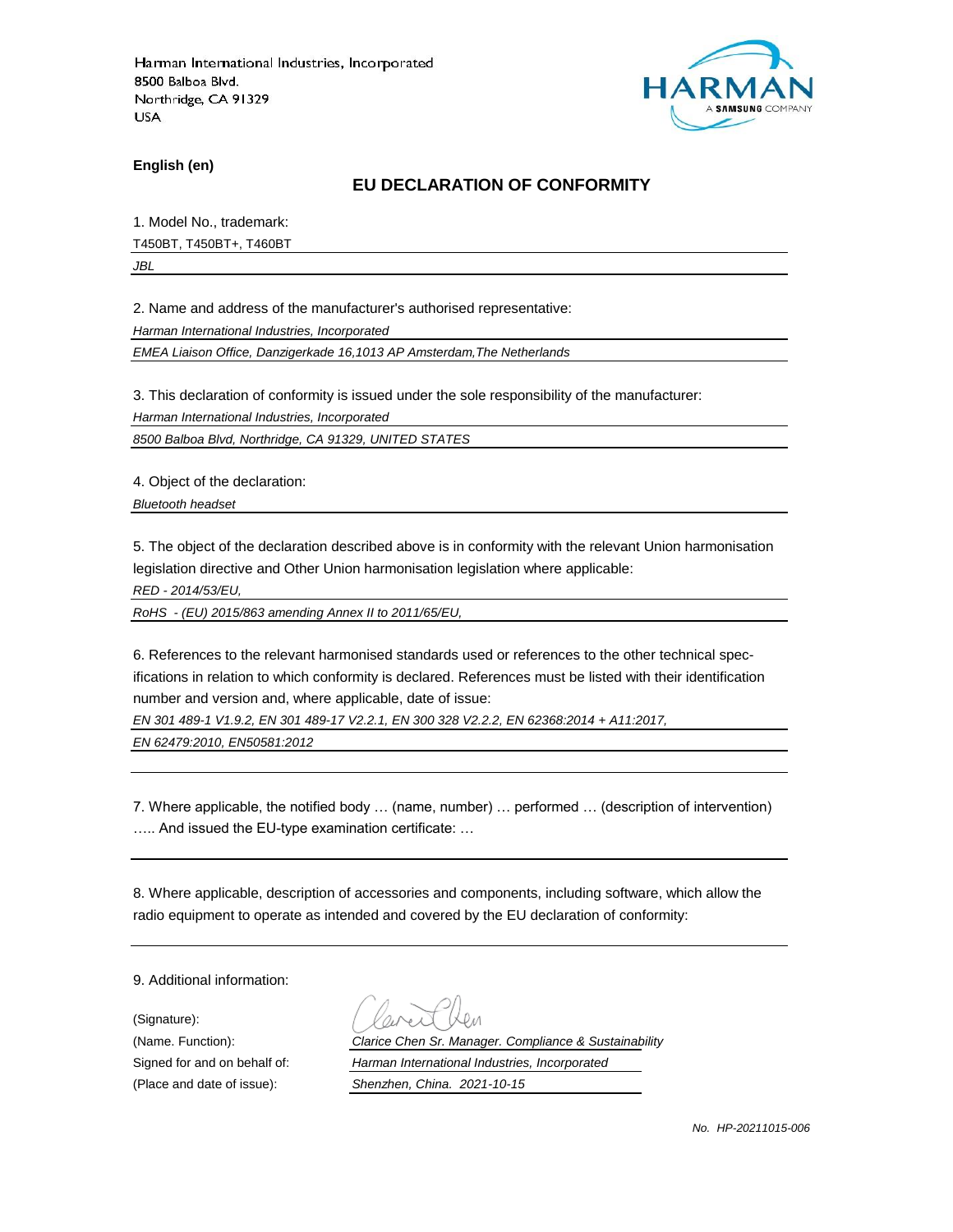Harman International Industries, Incorporated
8500 Balboa Blvd.
Northridge, CA 91329
USA

HARMAN
A SAMSUNG COMPANY

**English (en)**

## EU DECLARATION OF CONFORMITY

1. Model No., trademark:

T450BT, T450BT+, T460BT

*JBL*

2. Name and address of the manufacturer's authorised representative:

*Harman International Industries, Incorporated*

*EMEA Liaison Office, Danzigerkade 16,1013 AP Amsterdam,The Netherlands*

3. This declaration of conformity is issued under the sole responsibility of the manufacturer:

*Harman International Industries, Incorporated*

*8500 Balboa Blvd, Northridge, CA 91329, UNITED STATES*

4. Object of the declaration:

*Bluetooth headset*

5. The object of the declaration described above is in conformity with the relevant Union harmonisation legislation directive and Other Union harmonisation legislation where applicable:

*RED - 2014/53/EU,*

*RoHS - (EU) 2015/863 amending Annex II to 2011/65/EU,*

6. References to the relevant harmonised standards used or references to the other technical specifications in relation to which conformity is declared. References must be listed with their identification number and version and, where applicable, date of issue:

*EN 301 489-1 V1.9.2, EN 301 489-17 V2.2.1, EN 300 328 V2.2.2, EN 62368:2014 + A11:2017,*

*EN 62479:2010, EN50581:2012*

7. Where applicable, the notified body … (name, number) … performed … (description of intervention) ….. And issued the EU-type examination certificate: …

8. Where applicable, description of accessories and components, including software, which allow the radio equipment to operate as intended and covered by the EU declaration of conformity:

9. Additional information:

(Signature):

(Name. Function): *Clarice Chen Sr. Manager. Compliance & Sustainability*

Signed for and on behalf of: *Harman International Industries, Incorporated*

(Place and date of issue): *Shenzhen, China. 2021-10-15*

*No. HP-20211015-006*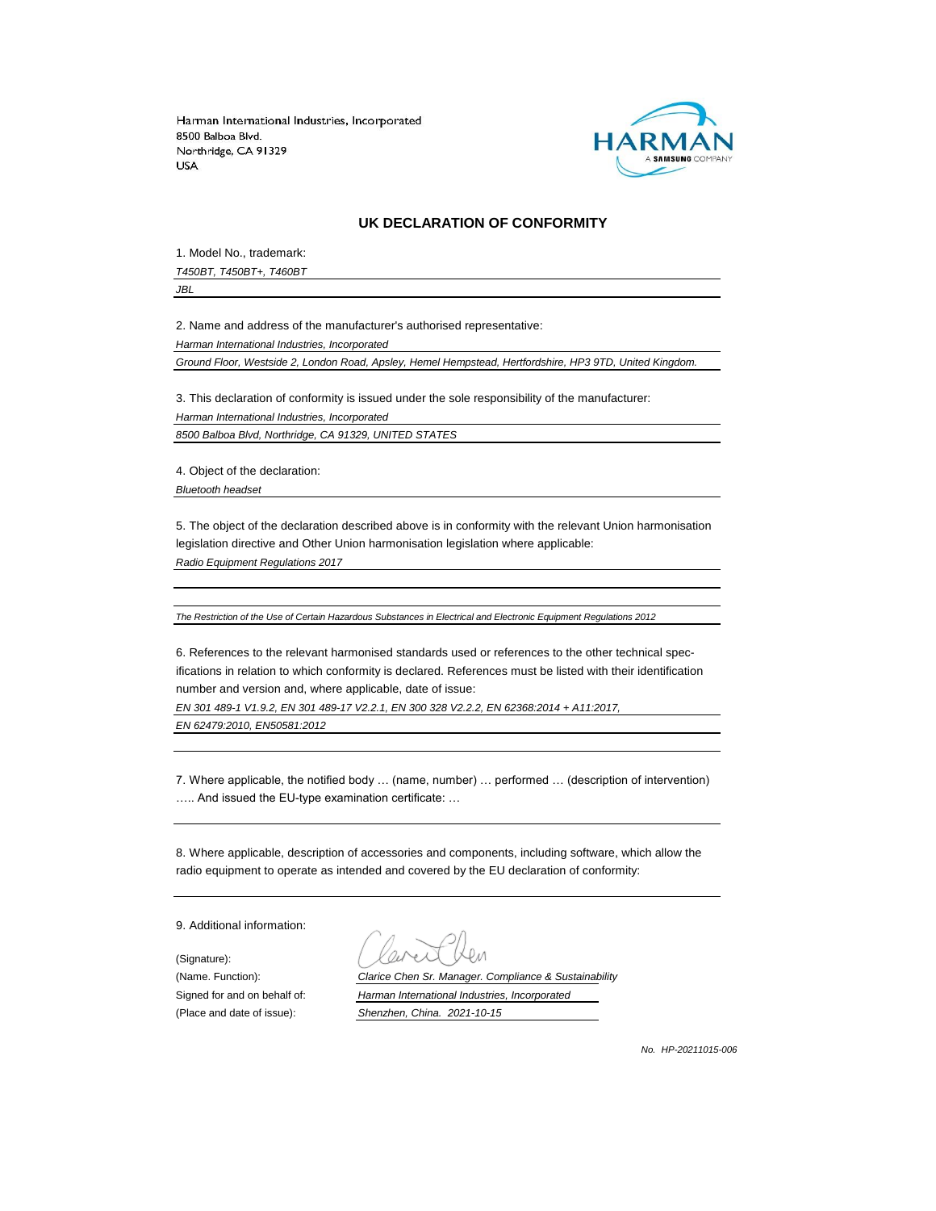Harman International Industries, Incorporated
8500 Balboa Blvd.
Northridge, CA 91329
USA

## UK DECLARATION OF CONFORMITY

1. Model No., trademark:

*T450BT, T450BT+, T460BT*

*JBL*

2. Name and address of the manufacturer's authorised representative:

*Harman International Industries, Incorporated*

*Ground Floor, Westside 2, London Road, Apsley, Hemel Hempstead, Hertfordshire, HP3 9TD, United Kingdom.*

3. This declaration of conformity is issued under the sole responsibility of the manufacturer:

*Harman International Industries, Incorporated*

*8500 Balboa Blvd, Northridge, CA 91329, UNITED STATES*

4. Object of the declaration:

*Bluetooth headset*

5. The object of the declaration described above is in conformity with the relevant Union harmonisation legislation directive and Other Union harmonisation legislation where applicable:

*Radio Equipment Regulations 2017*

*The Restriction of the Use of Certain Hazardous Substances in Electrical and Electronic Equipment Regulations 2012*

6. References to the relevant harmonised standards used or references to the other technical specifications in relation to which conformity is declared. References must be listed with their identification number and version and, where applicable, date of issue:

*EN 301 489-1 V1.9.2, EN 301 489-17 V2.2.1, EN 300 328 V2.2.2, EN 62368:2014 + A11:2017,*

*EN 62479:2010, EN50581:2012*

7. Where applicable, the notified body … (name, number) … performed … (description of intervention) ….. And issued the EU-type examination certificate: …

8. Where applicable, description of accessories and components, including software, which allow the radio equipment to operate as intended and covered by the EU declaration of conformity:

9. Additional information:

(Signature):

(Name. Function): *Clarice Chen Sr. Manager. Compliance & Sustainability*

Signed for and on behalf of: *Harman International Industries, Incorporated*

(Place and date of issue): *Shenzhen, China. 2021-10-15*

*No. HP-20211015-006*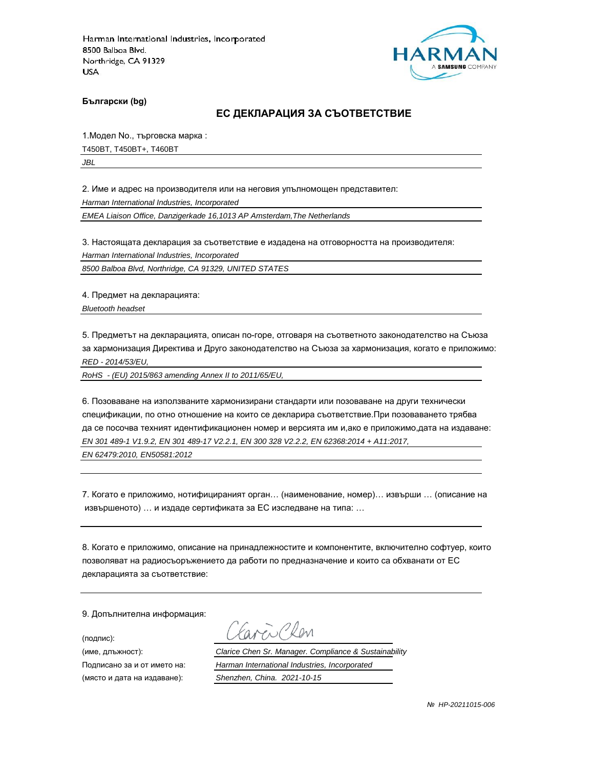Harman International Industries, Incorporated
8500 Balboa Blvd.
Northridge, CA 91329
USA

HARMAN
A SAMSUNG COMPANY

**Български (bg)**

## ЕС ДЕКЛАРАЦИЯ ЗА СЪОТВЕТСТВИЕ

1.Модел No., търговска марка :

T450BT, T450BT+, T460BT

*JBL*

2. Име и адрес на производителя или на неговия упълномощен представител:

*Harman International Industries, Incorporated*

*EMEA Liaison Office, Danzigerkade 16,1013 AP Amsterdam,The Netherlands*

3. Настоящата декларация за съответствие е издадена на отговорността на производителя:

*Harman International Industries, Incorporated*

*8500 Balboa Blvd, Northridge, CA 91329, UNITED STATES*

4. Предмет на декларацията:

*Bluetooth headset*

5. Предметът на декларацията, описан по-горе, отговаря на съответното законодателство на Съюза за хармонизация Директива и Друго законодателство на Съюза за хармонизация, когато е приложимо:

*RED - 2014/53/EU,*

*RoHS - (EU) 2015/863 amending Annex II to 2011/65/EU,*

6. Позоваване на използваните хармонизирани стандарти или позоваване на други технически спецификации, по отно отношение на които се декларира съответствие.При позоваването трябва да се посочва техният идентификационен номер и версията им и,ако е приложимо,дата на издаване:

*EN 301 489-1 V1.9.2, EN 301 489-17 V2.2.1, EN 300 328 V2.2.2, EN 62368:2014 + A11:2017,*

*EN 62479:2010, EN50581:2012*

7. Когато е приложимо, нотифицираният орган… (наименование, номер)… извърши … (описание на извършеното) … и издаде сертификата за ЕС изследване на типа: …

8. Когато е приложимо, описание на принадлежностите и компонентите, включително софтуер, които позволяват на радиосъоръжението да работи по предназначение и които са обхванати от ЕС декларацията за съответствие:

9. Допълнителна информация:

(подпис):

(име, длъжност): *Clarice Chen Sr. Manager. Compliance & Sustainability*

Подписано за и от името на: *Harman International Industries, Incorporated*

(място и дата на издаване): *Shenzhen, China. 2021-10-15*

*№ HP-20211015-006*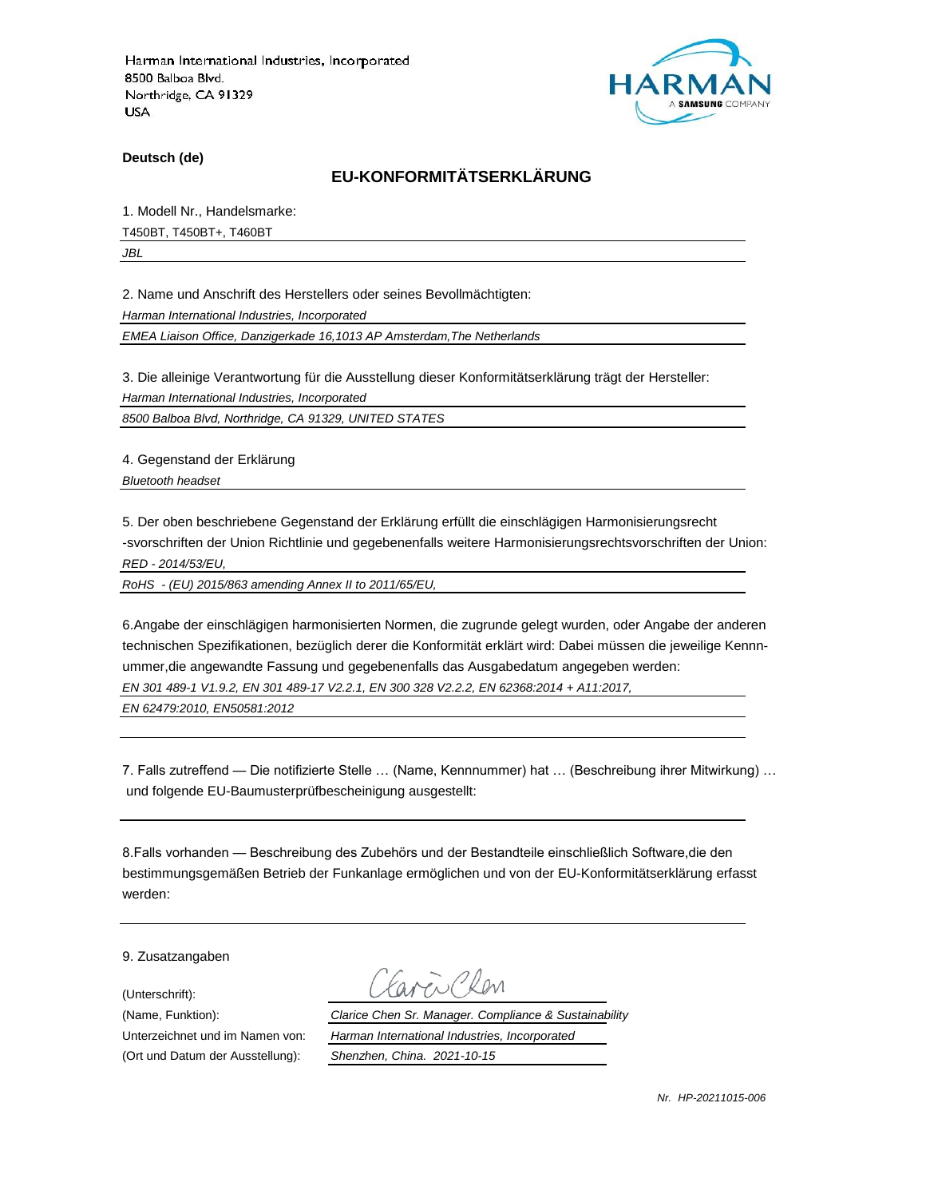Harman International Industries, Incorporated
8500 Balboa Blvd.
Northridge, CA 91329
USA

**Deutsch (de)**

## EU-KONFORMITÄTSERKLÄRUNG

1. Modell Nr., Handelsmarke:

T450BT, T450BT+, T460BT

*JBL*

2. Name und Anschrift des Herstellers oder seines Bevollmächtigten:

*Harman International Industries, Incorporated*

*EMEA Liaison Office, Danzigerkade 16,1013 AP Amsterdam,The Netherlands*

3. Die alleinige Verantwortung für die Ausstellung dieser Konformitätserklärung trägt der Hersteller:

*Harman International Industries, Incorporated*

*8500 Balboa Blvd, Northridge, CA 91329, UNITED STATES*

4. Gegenstand der Erklärung

*Bluetooth headset*

5. Der oben beschriebene Gegenstand der Erklärung erfüllt die einschlägigen Harmonisierungsrecht -svorschriften der Union Richtlinie und gegebenenfalls weitere Harmonisierungsrechtsvorschriften der Union:

*RED - 2014/53/EU,*

*RoHS - (EU) 2015/863 amending Annex II to 2011/65/EU,*

6.Angabe der einschlägigen harmonisierten Normen, die zugrunde gelegt wurden, oder Angabe der anderen technischen Spezifikationen, bezüglich derer die Konformität erklärt wird: Dabei müssen die jeweilige Kennn-ummer,die angewandte Fassung und gegebenenfalls das Ausgabedatum angegeben werden:

*EN 301 489-1 V1.9.2, EN 301 489-17 V2.2.1, EN 300 328 V2.2.2, EN 62368:2014 + A11:2017,*

*EN 62479:2010, EN50581:2012*

7. Falls zutreffend — Die notifizierte Stelle … (Name, Kennnummer) hat … (Beschreibung ihrer Mitwirkung) … und folgende EU-Baumusterprüfbescheinigung ausgestellt:

8.Falls vorhanden — Beschreibung des Zubehörs und der Bestandteile einschließlich Software,die den bestimmungsgemäßen Betrieb der Funkanlage ermöglichen und von der EU-Konformitätserklärung erfasst werden:

9. Zusatzangaben

(Unterschrift): Clarice Chen

(Name, Funktion): *Clarice Chen Sr. Manager. Compliance & Sustainability*

Unterzeichnet und im Namen von: *Harman International Industries, Incorporated*

(Ort und Datum der Ausstellung): *Shenzhen, China. 2021-10-15*

*Nr. HP-20211015-006*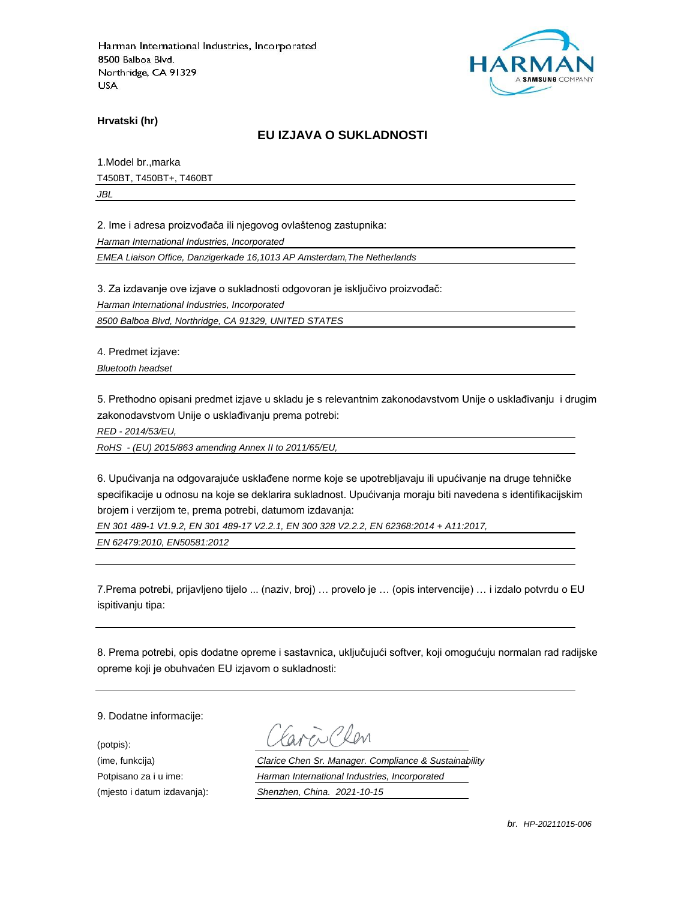Harman International Industries, Incorporated
8500 Balboa Blvd.
Northridge, CA 91329
USA

HARMAN
A SAMSUNG COMPANY

**Hrvatski (hr)**

## EU IZJAVA O SUKLADNOSTI

1.Model br.,marka

T450BT, T450BT+, T460BT

*JBL*

2. Ime i adresa proizvođača ili njegovog ovlaštenog zastupnika:

*Harman International Industries, Incorporated*

*EMEA Liaison Office, Danzigerkade 16,1013 AP Amsterdam,The Netherlands*

3. Za izdavanje ove izjave o sukladnosti odgovoran je isključivo proizvođač:

*Harman International Industries, Incorporated*

*8500 Balboa Blvd, Northridge, CA 91329, UNITED STATES*

4. Predmet izjave:

*Bluetooth headset*

5. Prethodno opisani predmet izjave u skladu je s relevantnim zakonodavstvom Unije o usklađivanju i drugim zakonodavstvom Unije o usklađivanju prema potrebi:

*RED - 2014/53/EU,*

*RoHS - (EU) 2015/863 amending Annex II to 2011/65/EU,*

6. Upućivanja na odgovarajuće usklađene norme koje se upotrebljavaju ili upućivanje na druge tehničke specifikacije u odnosu na koje se deklarira sukladnost. Upućivanja moraju biti navedena s identifikacijskim brojem i verzijom te, prema potrebi, datumom izdavanja:

*EN 301 489-1 V1.9.2, EN 301 489-17 V2.2.1, EN 300 328 V2.2.2, EN 62368:2014 + A11:2017,*

*EN 62479:2010, EN50581:2012*

7.Prema potrebi, prijavljeno tijelo ... (naziv, broj) … provelo je … (opis intervencije) … i izdalo potvrdu o EU ispitivanju tipa:

8. Prema potrebi, opis dodatne opreme i sastavnica, uključujući softver, koji omogućuju normalan rad radijske opreme koji je obuhvaćen EU izjavom o sukladnosti:

9. Dodatne informacije:

(potpis): Clarice Chen

(ime, funkcija): *Clarice Chen Sr. Manager. Compliance & Sustainability*

Potpisano za i u ime: *Harman International Industries, Incorporated*

(mjesto i datum izdavanja): *Shenzhen, China. 2021-10-15*

*br. HP-20211015-006*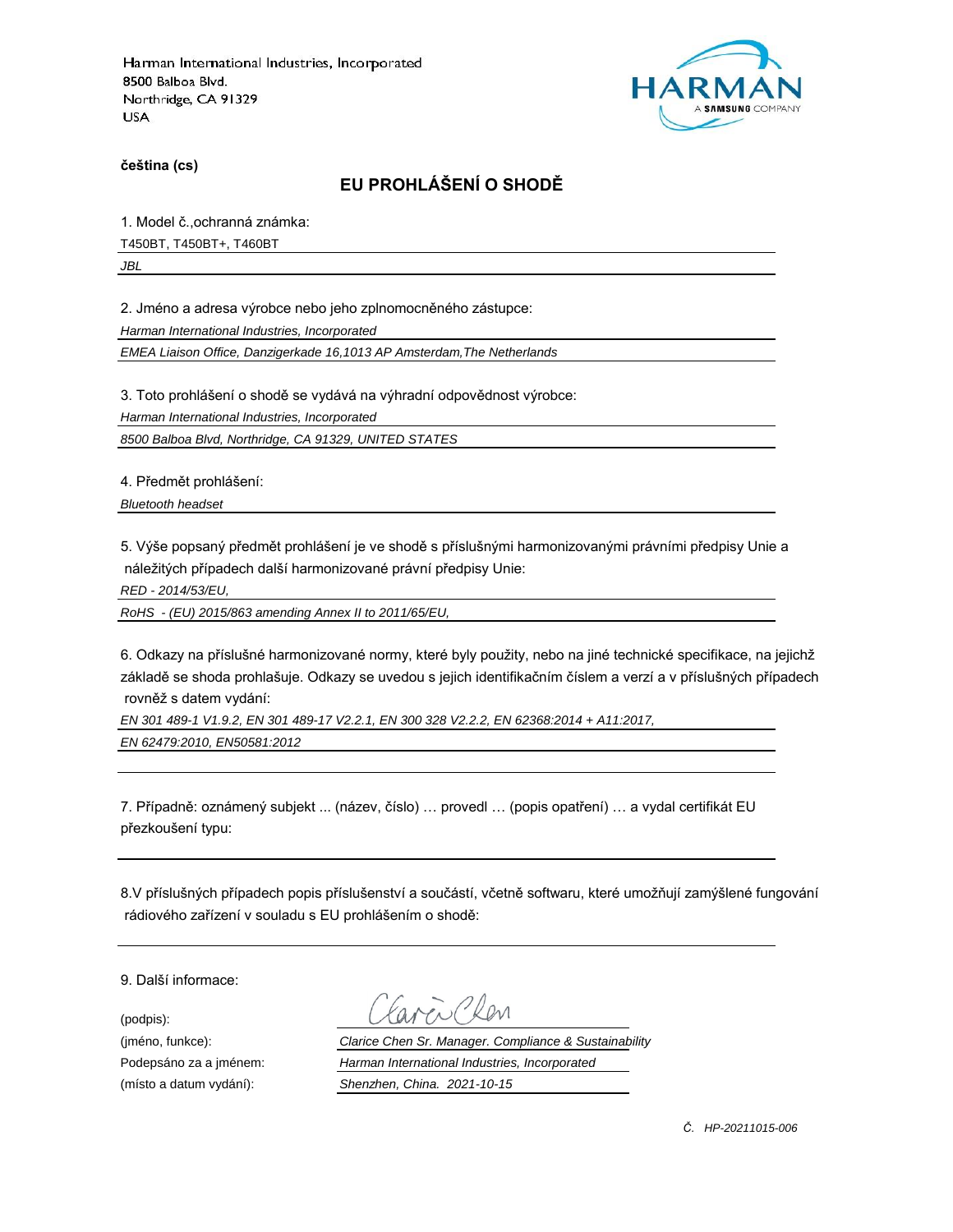Harman International Industries, Incorporated
8500 Balboa Blvd.
Northridge, CA 91329
USA

**čeština (cs)**

## EU PROHLÁŠENÍ O SHODĚ

1. Model č.,ochranná známka:

T450BT, T450BT+, T460BT

*JBL*

2. Jméno a adresa výrobce nebo jeho zplnomocněného zástupce:

*Harman International Industries, Incorporated*

*EMEA Liaison Office, Danzigerkade 16,1013 AP Amsterdam,The Netherlands*

3. Toto prohlášení o shodě se vydává na výhradní odpovědnost výrobce:

*Harman International Industries, Incorporated*

*8500 Balboa Blvd, Northridge, CA 91329, UNITED STATES*

4. Předmět prohlášení:

*Bluetooth headset*

5. Výše popsaný předmět prohlášení je ve shodě s příslušnými harmonizovanými právními předpisy Unie a náležitých případech další harmonizované právní předpisy Unie:

*RED - 2014/53/EU,*

*RoHS - (EU) 2015/863 amending Annex II to 2011/65/EU,*

6. Odkazy na příslušné harmonizované normy, které byly použity, nebo na jiné technické specifikace, na jejichž základě se shoda prohlašuje. Odkazy se uvedou s jejich identifikačním číslem a verzí a v příslušných případech rovněž s datem vydání:

*EN 301 489-1 V1.9.2, EN 301 489-17 V2.2.1, EN 300 328 V2.2.2, EN 62368:2014 + A11:2017,*

*EN 62479:2010, EN50581:2012*

7. Případně: oznámený subjekt ... (název, číslo) … provedl … (popis opatření) … a vydal certifikát EU přezkoušení typu:

8.V příslušných případech popis příslušenství a součástí, včetně softwaru, které umožňují zamýšlené fungování rádiového zařízení v souladu s EU prohlášením o shodě:

9. Další informace:

(podpis):

(jméno, funkce): *Clarice Chen Sr. Manager. Compliance & Sustainability*

Podepsáno za a jménem: *Harman International Industries, Incorporated*

(místo a datum vydání): *Shenzhen, China. 2021-10-15*

*Č. HP-20211015-006*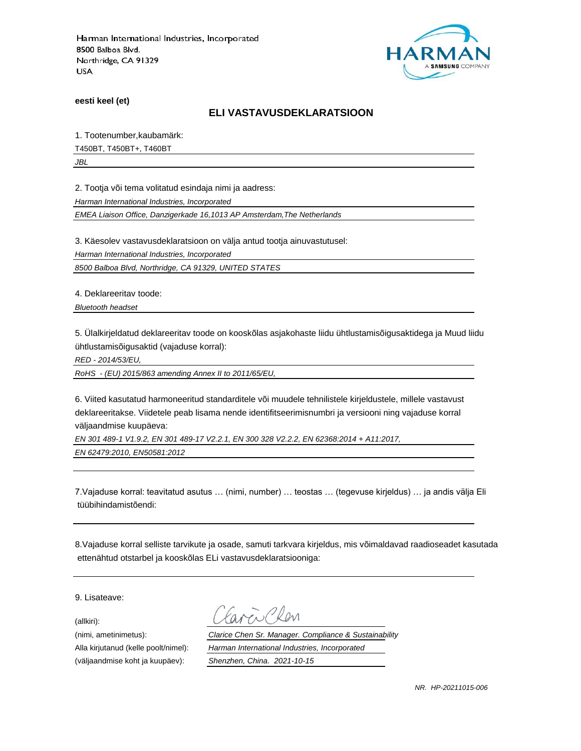Harman International Industries, Incorporated
8500 Balboa Blvd.
Northridge, CA 91329
USA

**eesti keel (et)**

## ELI VASTAVUSDEKLARATSIOON

1. Tootenumber,kaubamärk:

T450BT, T450BT+, T460BT

*JBL*

2. Tootja või tema volitatud esindaja nimi ja aadress:

*Harman International Industries, Incorporated*

*EMEA Liaison Office, Danzigerkade 16,1013 AP Amsterdam,The Netherlands*

3. Käesolev vastavusdeklaratsioon on välja antud tootja ainuvastutusel:

*Harman International Industries, Incorporated*

*8500 Balboa Blvd, Northridge, CA 91329, UNITED STATES*

4. Deklareeritav toode:

*Bluetooth headset*

5. Ülalkirjeldatud deklareeritav toode on kooskõlas asjakohaste liidu ühtlustamisõigusaktidega ja Muud liidu ühtlustamisõigusaktid (vajaduse korral):

*RED - 2014/53/EU,*

*RoHS - (EU) 2015/863 amending Annex II to 2011/65/EU,*

6. Viited kasutatud harmoneeritud standarditele või muudele tehnilistele kirjeldustele, millele vastavust deklareeritakse. Viidetele peab lisama nende identifitseerimisnumbri ja versiooni ning vajaduse korral väljaandmise kuupäeva:

*EN 301 489-1 V1.9.2, EN 301 489-17 V2.2.1, EN 300 328 V2.2.2, EN 62368:2014 + A11:2017,*

*EN 62479:2010, EN50581:2012*

7.Vajaduse korral: teavitatud asutus … (nimi, number) … teostas … (tegevuse kirjeldus) … ja andis välja Eli tüübihindamistõendi:

8.Vajaduse korral selliste tarvikute ja osade, samuti tarkvara kirjeldus, mis võimaldavad raadioseadet kasutada ettenähtud otstarbel ja kooskõlas ELi vastavusdeklaratsiooniga:

9. Lisateave:

(allkiri): Clarice Chen

(nimi, ametinimetus): *Clarice Chen Sr. Manager. Compliance & Sustainability*

Alla kirjutanud (kelle poolt/nimel): *Harman International Industries, Incorporated*

(väljaandmise koht ja kuupäev): *Shenzhen, China. 2021-10-15*

*NR. HP-20211015-006*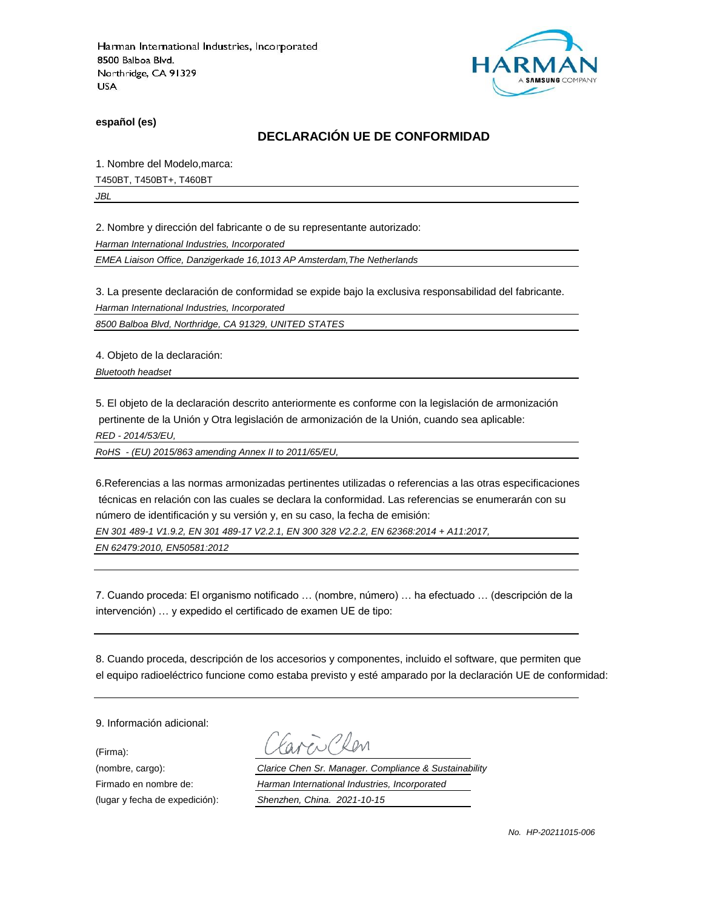Harman International Industries, Incorporated
8500 Balboa Blvd.
Northridge, CA 91329
USA

**español (es)**

## DECLARACIÓN UE DE CONFORMIDAD

1. Nombre del Modelo,marca:

T450BT, T450BT+, T460BT

*JBL*

2. Nombre y dirección del fabricante o de su representante autorizado:

*Harman International Industries, Incorporated*

*EMEA Liaison Office, Danzigerkade 16,1013 AP Amsterdam,The Netherlands*

3. La presente declaración de conformidad se expide bajo la exclusiva responsabilidad del fabricante.

*Harman International Industries, Incorporated*

*8500 Balboa Blvd, Northridge, CA 91329, UNITED STATES*

4. Objeto de la declaración:

*Bluetooth headset*

5. El objeto de la declaración descrito anteriormente es conforme con la legislación de armonización pertinente de la Unión y Otra legislación de armonización de la Unión, cuando sea aplicable:

*RED - 2014/53/EU,*

*RoHS - (EU) 2015/863 amending Annex II to 2011/65/EU,*

6.Referencias a las normas armonizadas pertinentes utilizadas o referencias a las otras especificaciones técnicas en relación con las cuales se declara la conformidad. Las referencias se enumerarán con su número de identificación y su versión y, en su caso, la fecha de emisión:

*EN 301 489-1 V1.9.2, EN 301 489-17 V2.2.1, EN 300 328 V2.2.2, EN 62368:2014 + A11:2017,*

*EN 62479:2010, EN50581:2012*

7. Cuando proceda: El organismo notificado … (nombre, número) … ha efectuado … (descripción de la intervención) … y expedido el certificado de examen UE de tipo:

8. Cuando proceda, descripción de los accesorios y componentes, incluido el software, que permiten que el equipo radioeléctrico funcione como estaba previsto y esté amparado por la declaración UE de conformidad:

9. Información adicional:

(Firma): Clarice Chen

(nombre, cargo): *Clarice Chen Sr. Manager. Compliance & Sustainability*

Firmado en nombre de: *Harman International Industries, Incorporated*

(lugar y fecha de expedición): *Shenzhen, China. 2021-10-15*

*No. HP-20211015-006*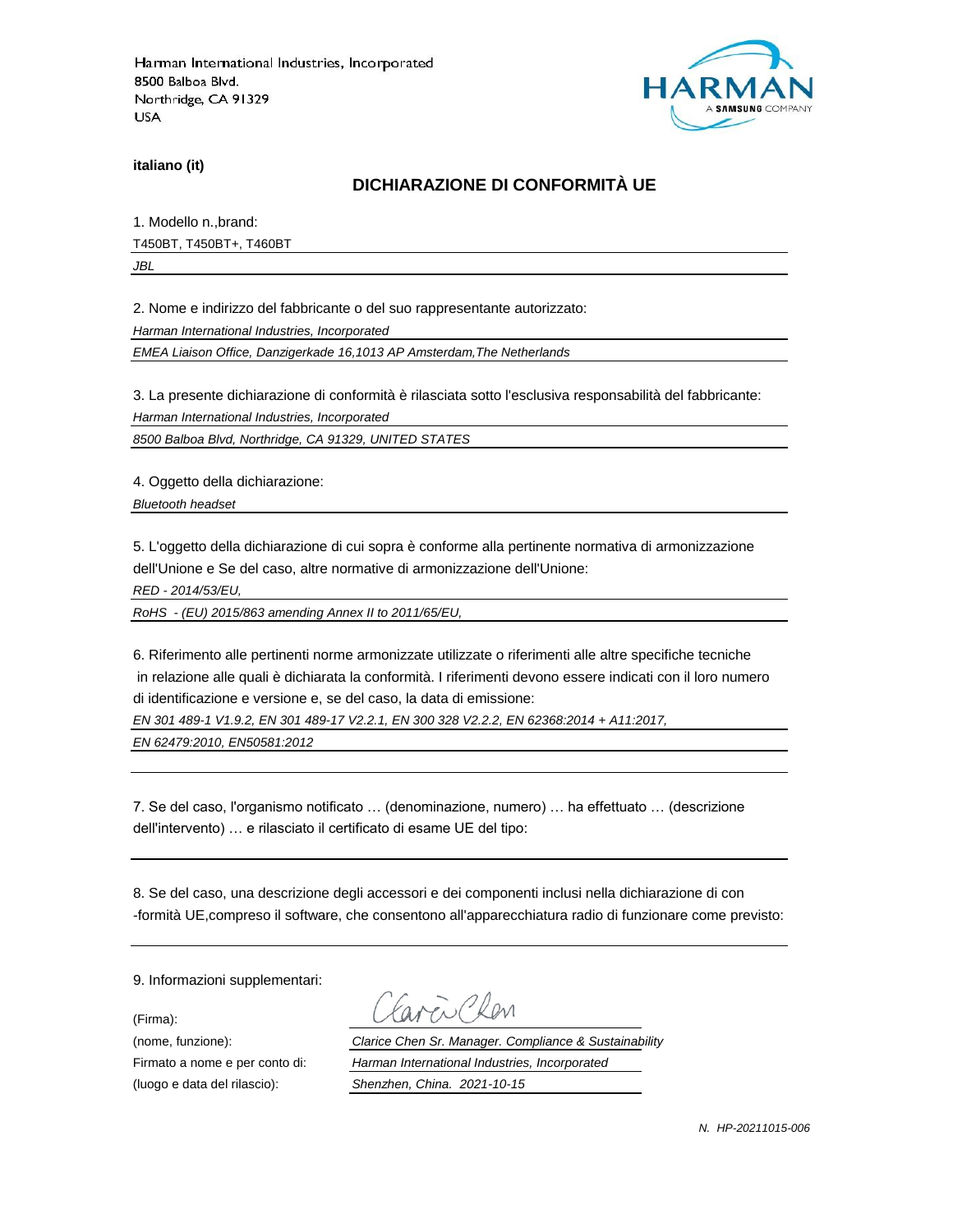Harman International Industries, Incorporated
8500 Balboa Blvd.
Northridge, CA 91329
USA

**italiano (it)**

## DICHIARAZIONE DI CONFORMITÀ UE

1. Modello n.,brand:

T450BT, T450BT+, T460BT

*JBL*

2. Nome e indirizzo del fabbricante o del suo rappresentante autorizzato:

*Harman International Industries, Incorporated*

*EMEA Liaison Office, Danzigerkade 16,1013 AP Amsterdam,The Netherlands*

3. La presente dichiarazione di conformità è rilasciata sotto l'esclusiva responsabilità del fabbricante:

*Harman International Industries, Incorporated*

*8500 Balboa Blvd, Northridge, CA 91329, UNITED STATES*

4. Oggetto della dichiarazione:

*Bluetooth headset*

5. L'oggetto della dichiarazione di cui sopra è conforme alla pertinente normativa di armonizzazione dell'Unione e Se del caso, altre normative di armonizzazione dell'Unione:

*RED - 2014/53/EU,*

*RoHS - (EU) 2015/863 amending Annex II to 2011/65/EU,*

6. Riferimento alle pertinenti norme armonizzate utilizzate o riferimenti alle altre specifiche tecniche in relazione alle quali è dichiarata la conformità. I riferimenti devono essere indicati con il loro numero di identificazione e versione e, se del caso, la data di emissione:

*EN 301 489-1 V1.9.2, EN 301 489-17 V2.2.1, EN 300 328 V2.2.2, EN 62368:2014 + A11:2017,*

*EN 62479:2010, EN50581:2012*

7. Se del caso, l'organismo notificato … (denominazione, numero) … ha effettuato … (descrizione dell'intervento) … e rilasciato il certificato di esame UE del tipo:

8. Se del caso, una descrizione degli accessori e dei componenti inclusi nella dichiarazione di con -formità UE,compreso il software, che consentono all'apparecchiatura radio di funzionare come previsto:

9. Informazioni supplementari:

(Firma): Clarice Chen

(nome, funzione): *Clarice Chen Sr. Manager. Compliance & Sustainability*

Firmato a nome e per conto di: *Harman International Industries, Incorporated*

(luogo e data del rilascio): *Shenzhen, China. 2021-10-15*

*N. HP-20211015-006*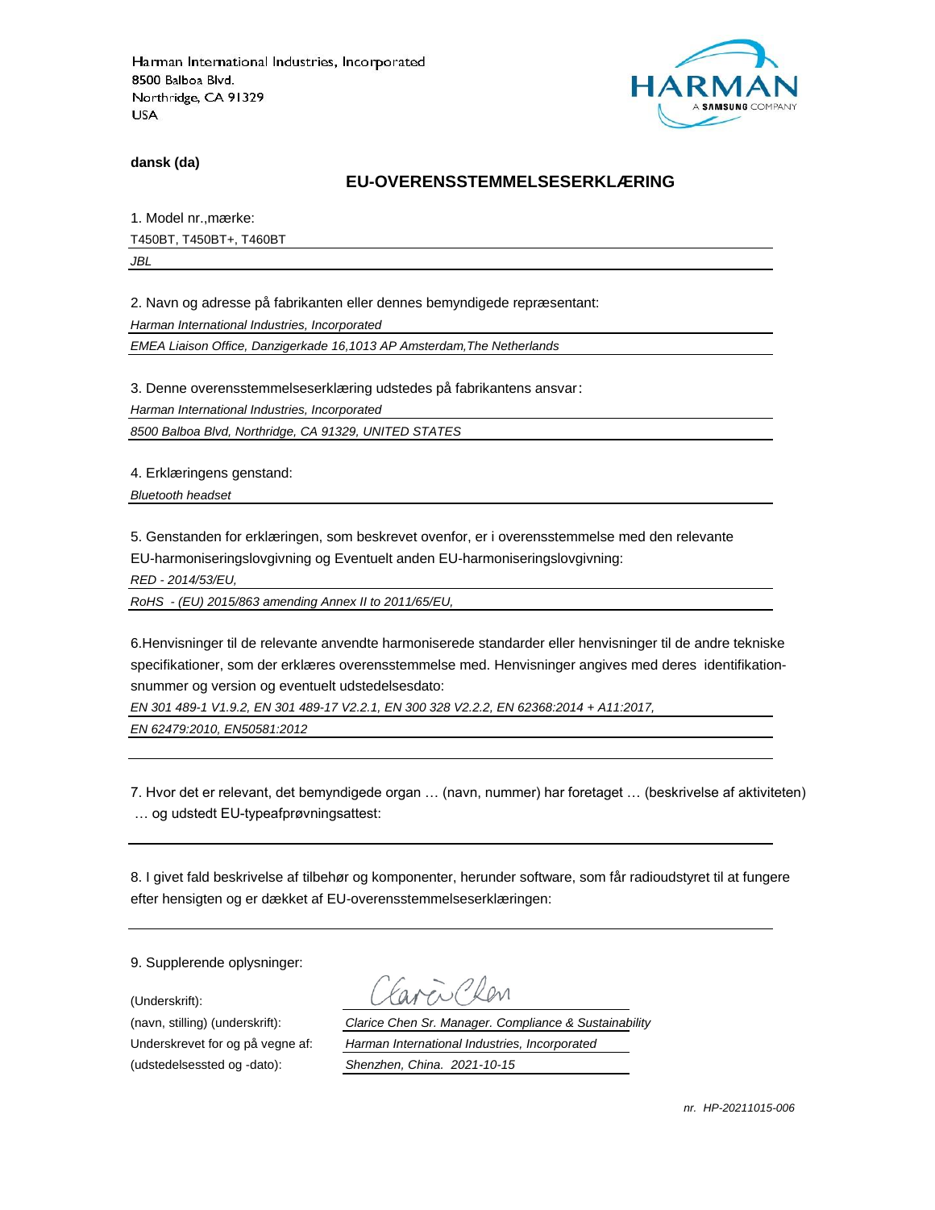Harman International Industries, Incorporated
8500 Balboa Blvd.
Northridge, CA 91329
USA

HARMAN
A SAMSUNG COMPANY

**dansk (da)**

## EU-OVERENSSTEMMELSESERKLÆRING

1. Model nr.,mærke:

T450BT, T450BT+, T460BT

*JBL*

2. Navn og adresse på fabrikanten eller dennes bemyndigede repræsentant:

*Harman International Industries, Incorporated*

*EMEA Liaison Office, Danzigerkade 16,1013 AP Amsterdam,The Netherlands*

3. Denne overensstemmelseserklæring udstedes på fabrikantens ansvar:

*Harman International Industries, Incorporated*

*8500 Balboa Blvd, Northridge, CA 91329, UNITED STATES*

4. Erklæringens genstand:

*Bluetooth headset*

5. Genstanden for erklæringen, som beskrevet ovenfor, er i overensstemmelse med den relevante EU-harmoniseringslovgivning og Eventuelt anden EU-harmoniseringslovgivning:

*RED - 2014/53/EU,*

*RoHS - (EU) 2015/863 amending Annex II to 2011/65/EU,*

6.Henvisninger til de relevante anvendte harmoniserede standarder eller henvisninger til de andre tekniske specifikationer, som der erklæres overensstemmelse med. Henvisninger angives med deres identifikation-snummer og version og eventuelt udstedelsesdato:

*EN 301 489-1 V1.9.2, EN 301 489-17 V2.2.1, EN 300 328 V2.2.2, EN 62368:2014 + A11:2017,*

*EN 62479:2010, EN50581:2012*

7. Hvor det er relevant, det bemyndigede organ … (navn, nummer) har foretaget … (beskrivelse af aktiviteten) … og udstedt EU-typeafprøvningsattest:

8. I givet fald beskrivelse af tilbehør og komponenter, herunder software, som får radioudstyret til at fungere efter hensigten og er dækket af EU-overensstemmelseserklæringen:

9. Supplerende oplysninger:

(Underskrift):

(navn, stilling) (underskrift): *Clarice Chen Sr. Manager. Compliance & Sustainability*

Underskrevet for og på vegne af: *Harman International Industries, Incorporated*

(udstedelsessted og -dato): *Shenzhen, China. 2021-10-15*

*nr. HP-20211015-006*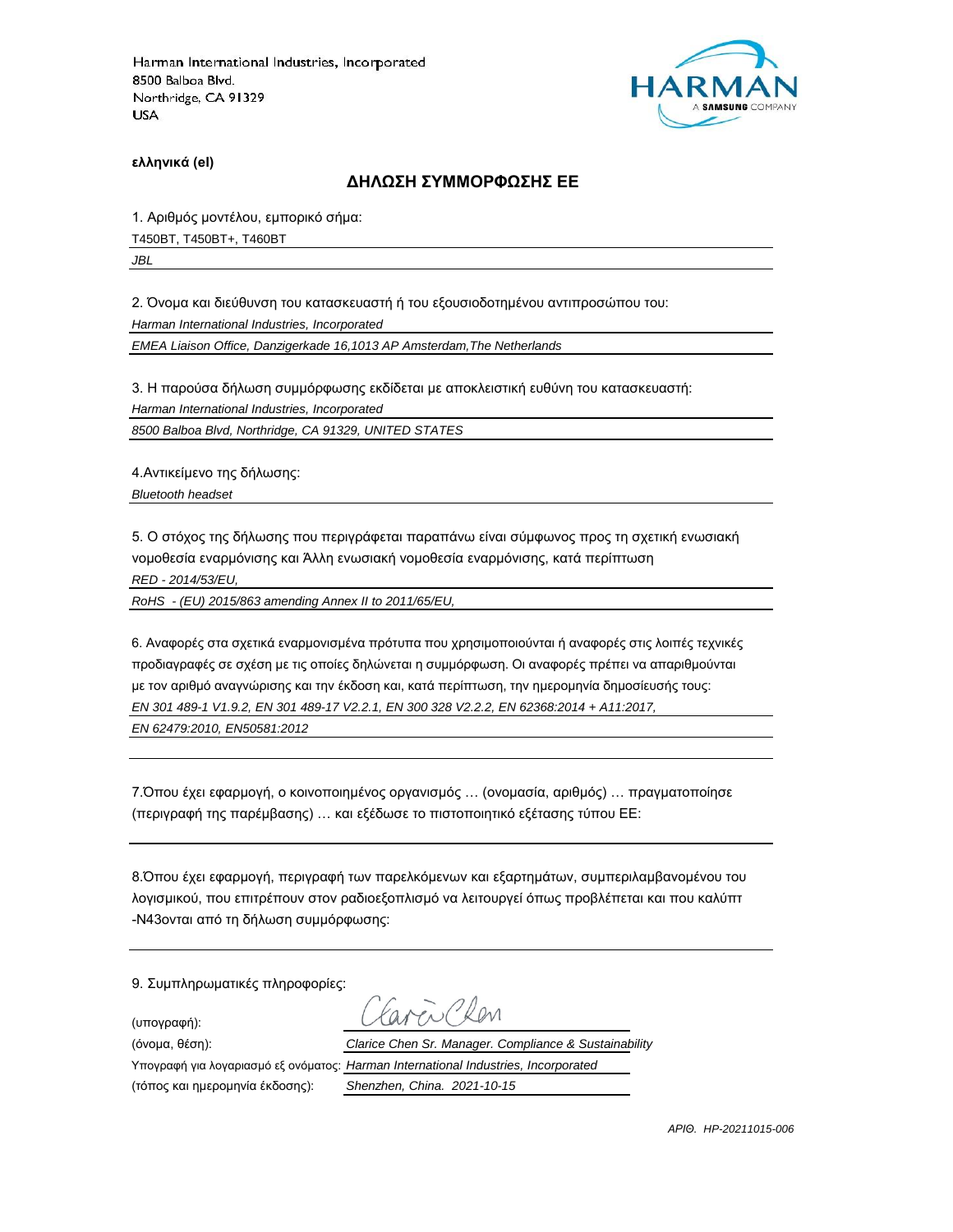Harman International Industries, Incorporated
8500 Balboa Blvd.
Northridge, CA 91329
USA

**ελληνικά (el)**

## ΔΗΛΩΣΗ ΣΥΜΜΟΡΦΩΣΗΣ ΕΕ

1. Αριθμός μοντέλου, εμπορικό σήμα:

T450BT, T450BT+, T460BT

*JBL*

2. Όνομα και διεύθυνση του κατασκευαστή ή του εξουσιοδοτημένου αντιπροσώπου του:

*Harman International Industries, Incorporated*

*EMEA Liaison Office, Danzigerkade 16,1013 AP Amsterdam,The Netherlands*

3. Η παρούσα δήλωση συμμόρφωσης εκδίδεται με αποκλειστική ευθύνη του κατασκευαστή:

*Harman International Industries, Incorporated*

*8500 Balboa Blvd, Northridge, CA 91329, UNITED STATES*

4.Αντικείμενο της δήλωσης:

*Bluetooth headset*

5. Ο στόχος της δήλωσης που περιγράφεται παραπάνω είναι σύμφωνος προς τη σχετική ενωσιακή νομοθεσία εναρμόνισης και Άλλη ενωσιακή νομοθεσία εναρμόνισης, κατά περίπτωση

*RED - 2014/53/EU,*

*RoHS - (EU) 2015/863 amending Annex II to 2011/65/EU,*

6. Αναφορές στα σχετικά εναρμονισμένα πρότυπα που χρησιμοποιούνται ή αναφορές στις λοιπές τεχνικές προδιαγραφές σε σχέση με τις οποίες δηλώνεται η συμμόρφωση. Οι αναφορές πρέπει να απαριθμούνται με τον αριθμό αναγνώρισης και την έκδοση και, κατά περίπτωση, την ημερομηνία δημοσίευσής τους:

*EN 301 489-1 V1.9.2, EN 301 489-17 V2.2.1, EN 300 328 V2.2.2, EN 62368:2014 + A11:2017,*

*EN 62479:2010, EN50581:2012*

7.Όπου έχει εφαρμογή, ο κοινοποιημένος οργανισμός … (ονομασία, αριθμός) … πραγματοποίησε (περιγραφή της παρέμβασης) … και εξέδωσε το πιστοποιητικό εξέτασης τύπου ΕΕ:

8.Όπου έχει εφαρμογή, περιγραφή των παρελκόμενων και εξαρτημάτων, συμπεριλαμβανομένου του λογισμικού, που επιτρέπουν στον ραδιοεξοπλισμό να λειτουργεί όπως προβλέπεται και που καλύπτ -N43ονται από τη δήλωση συμμόρφωσης:

9. Συμπληρωματικές πληροφορίες:

(υπογραφή): Clarice Chen

(όνομα, θέση): *Clarice Chen Sr. Manager. Compliance & Sustainability*

Υπογραφή για λογαριασμό εξ ονόματος: *Harman International Industries, Incorporated*

(τόπος και ημερομηνία έκδοσης): *Shenzhen, China. 2021-10-15*

*ΑΡΙΘ. HP-20211015-006*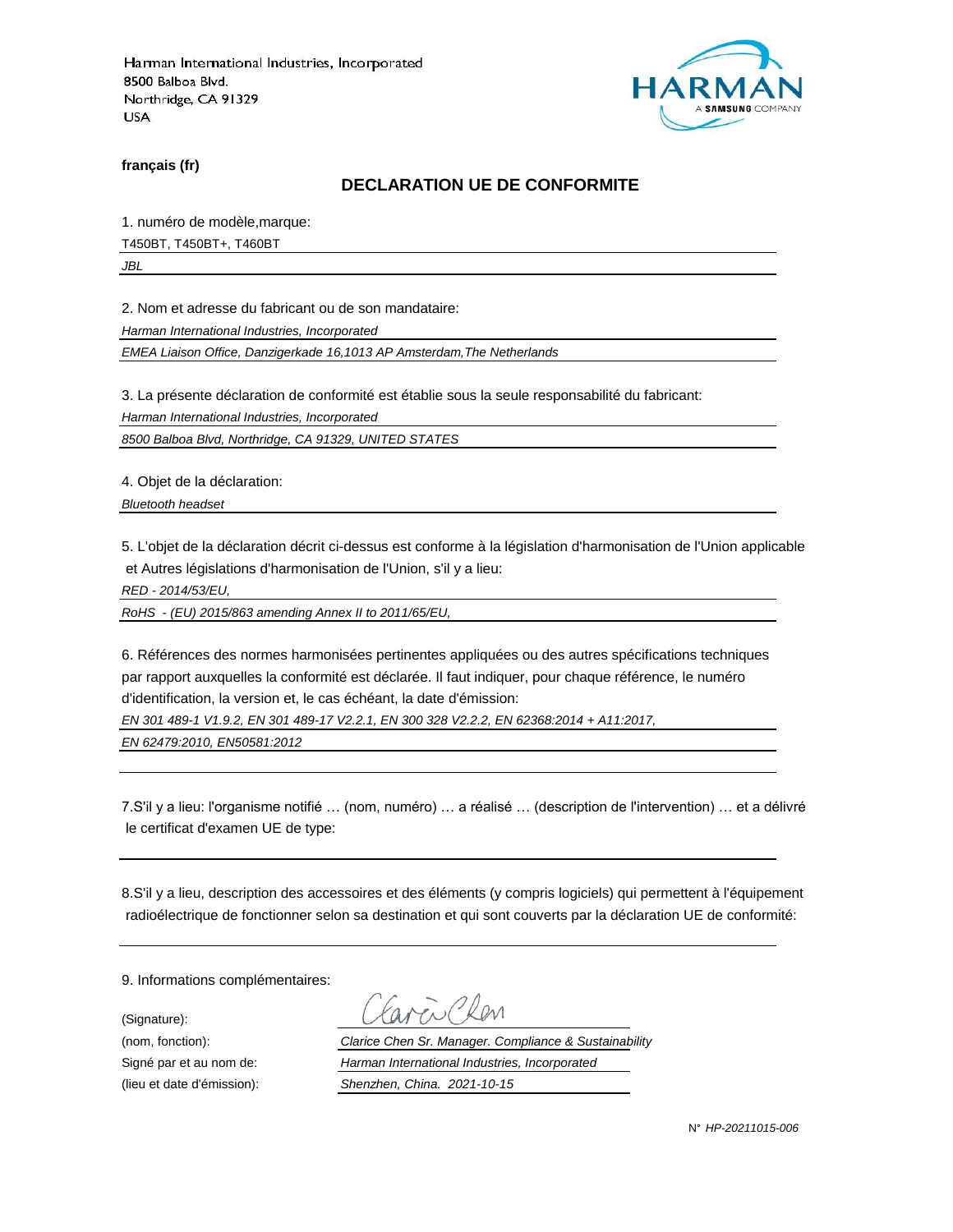Harman International Industries, Incorporated
8500 Balboa Blvd.
Northridge, CA 91329
USA

**français (fr)**

## DECLARATION UE DE CONFORMITE

1. numéro de modèle,marque:

T450BT, T450BT+, T460BT

*JBL*

2. Nom et adresse du fabricant ou de son mandataire:

*Harman International Industries, Incorporated*

*EMEA Liaison Office, Danzigerkade 16,1013 AP Amsterdam,The Netherlands*

3. La présente déclaration de conformité est établie sous la seule responsabilité du fabricant:

*Harman International Industries, Incorporated*

*8500 Balboa Blvd, Northridge, CA 91329, UNITED STATES*

4. Objet de la déclaration:

*Bluetooth headset*

5. L'objet de la déclaration décrit ci-dessus est conforme à la législation d'harmonisation de l'Union applicable et Autres législations d'harmonisation de l'Union, s'il y a lieu:

*RED - 2014/53/EU,*

*RoHS - (EU) 2015/863 amending Annex II to 2011/65/EU,*

6. Références des normes harmonisées pertinentes appliquées ou des autres spécifications techniques par rapport auxquelles la conformité est déclarée. Il faut indiquer, pour chaque référence, le numéro d'identification, la version et, le cas échéant, la date d'émission:

*EN 301 489-1 V1.9.2, EN 301 489-17 V2.2.1, EN 300 328 V2.2.2, EN 62368:2014 + A11:2017,*

*EN 62479:2010, EN50581:2012*

7.S'il y a lieu: l'organisme notifié … (nom, numéro) … a réalisé … (description de l'intervention) … et a délivré le certificat d'examen UE de type:

8.S'il y a lieu, description des accessoires et des éléments (y compris logiciels) qui permettent à l'équipement radioélectrique de fonctionner selon sa destination et qui sont couverts par la déclaration UE de conformité:

9. Informations complémentaires:

(Signature): Clarice Chen

(nom, fonction): *Clarice Chen Sr. Manager. Compliance & Sustainability*

Signé par et au nom de: *Harman International Industries, Incorporated*

(lieu et date d'émission): *Shenzhen, China. 2021-10-15*

N° *HP-20211015-006*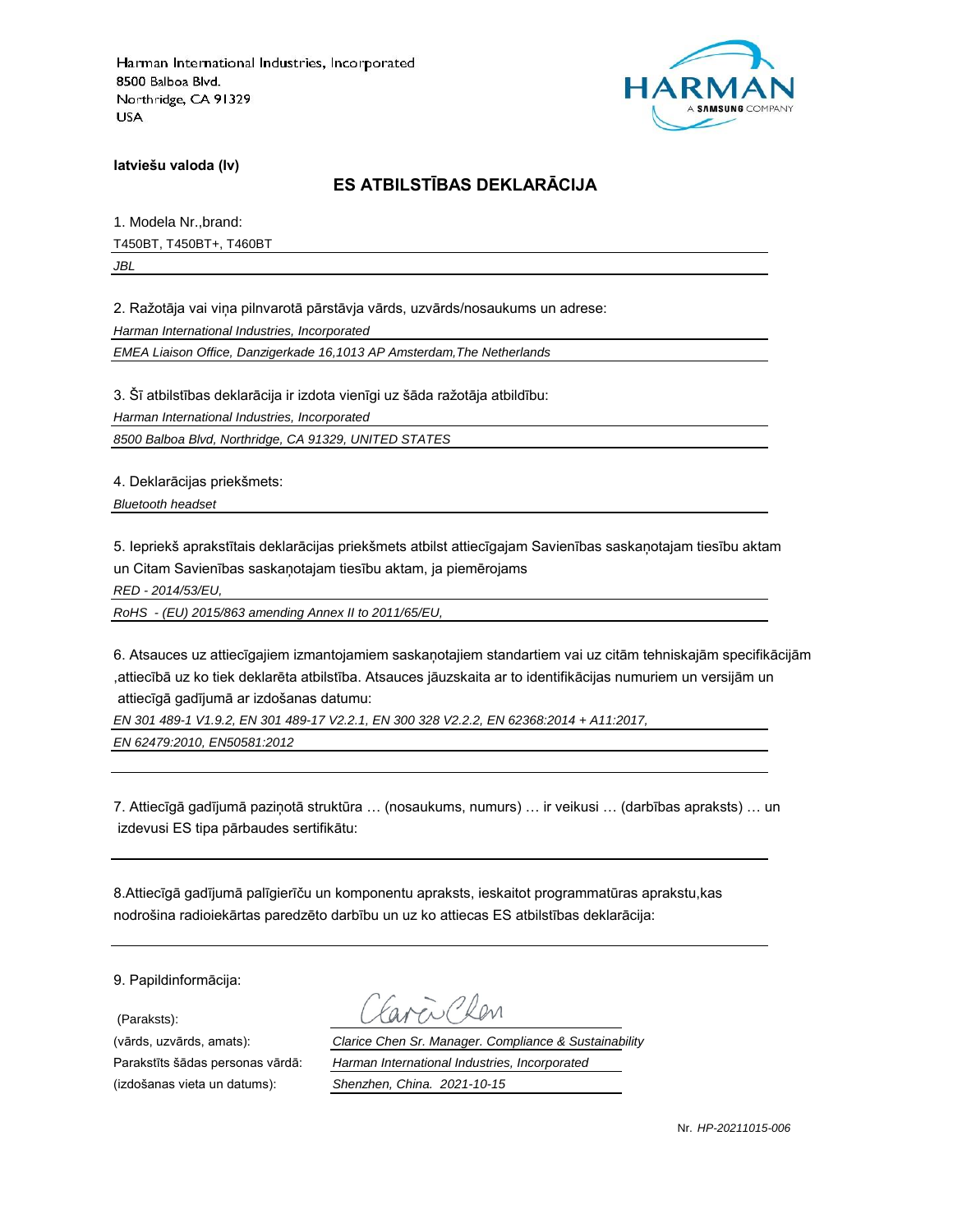Harman International Industries, Incorporated
8500 Balboa Blvd.
Northridge, CA 91329
USA

**latviešu valoda (lv)**

## ES ATBILSTĪBAS DEKLARĀCIJA

1. Modela Nr.,brand:

T450BT, T450BT+, T460BT

*JBL*

2. Ražotāja vai viņa pilnvarotā pārstāvja vārds, uzvārds/nosaukums un adrese:

*Harman International Industries, Incorporated*

*EMEA Liaison Office, Danzigerkade 16,1013 AP Amsterdam,The Netherlands*

3. Šī atbilstības deklarācija ir izdota vienīgi uz šāda ražotāja atbildību:

*Harman International Industries, Incorporated*

*8500 Balboa Blvd, Northridge, CA 91329, UNITED STATES*

4. Deklarācijas priekšmets:

*Bluetooth headset*

5. Iepriekš aprakstītais deklarācijas priekšmets atbilst attiecīgajam Savienības saskaņotajam tiesību aktam un Citam Savienības saskaņotajam tiesību aktam, ja piemērojams

*RED - 2014/53/EU,*

*RoHS - (EU) 2015/863 amending Annex II to 2011/65/EU,*

6. Atsauces uz attiecīgajiem izmantojamiem saskaņotajiem standartiem vai uz citām tehniskajām specifikācijām ,attiecībā uz ko tiek deklarēta atbilstība. Atsauces jāuzskaita ar to identifikācijas numuriem un versijām un attiecīgā gadījumā ar izdošanas datumu:

*EN 301 489-1 V1.9.2, EN 301 489-17 V2.2.1, EN 300 328 V2.2.2, EN 62368:2014 + A11:2017,*

*EN 62479:2010, EN50581:2012*

7. Attiecīgā gadījumā paziņotā struktūra … (nosaukums, numurs) … ir veikusi … (darbības apraksts) … un izdevusi ES tipa pārbaudes sertifikātu:

8.Attiecīgā gadījumā palīgierīču un komponentu apraksts, ieskaitot programmatūras aprakstu,kas nodrošina radioiekārtas paredzēto darbību un uz ko attiecas ES atbilstības deklarācija:

9. Papildinformācija:

(Paraksts):

(vārds, uzvārds, amats): *Clarice Chen Sr. Manager. Compliance & Sustainability*

Parakstīts šādas personas vārdā: *Harman International Industries, Incorporated*

(izdošanas vieta un datums): *Shenzhen, China. 2021-10-15*

Nr. *HP-20211015-006*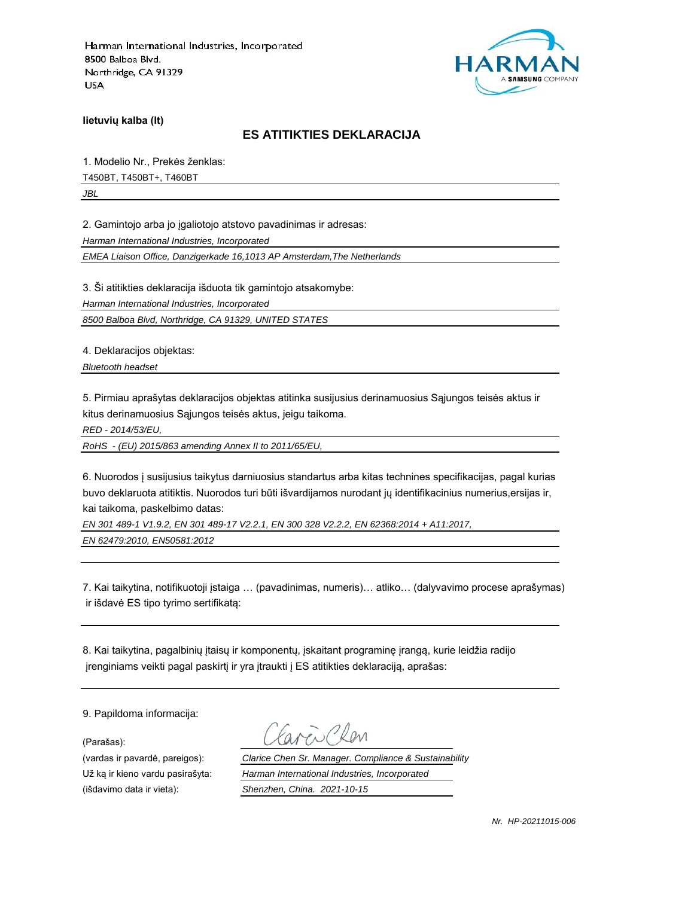Harman International Industries, Incorporated
8500 Balboa Blvd.
Northridge, CA 91329
USA

HARMAN
A SAMSUNG COMPANY

**lietuvių kalba (lt)**

## ES ATITIKTIES DEKLARACIJA

1. Modelio Nr., Prekės ženklas:

T450BT, T450BT+, T460BT

*JBL*

2. Gamintojo arba jo įgaliotojo atstovo pavadinimas ir adresas:

*Harman International Industries, Incorporated*

*EMEA Liaison Office, Danzigerkade 16,1013 AP Amsterdam,The Netherlands*

3. Ši atitikties deklaracija išduota tik gamintojo atsakomybe:

*Harman International Industries, Incorporated*

*8500 Balboa Blvd, Northridge, CA 91329, UNITED STATES*

4. Deklaracijos objektas:

*Bluetooth headset*

5. Pirmiau aprašytas deklaracijos objektas atitinka susijusius derinamuosius Sąjungos teisės aktus ir kitus derinamuosius Sąjungos teisės aktus, jeigu taikoma.

*RED - 2014/53/EU,*

*RoHS - (EU) 2015/863 amending Annex II to 2011/65/EU,*

6. Nuorodos į susijusius taikytus darniuosius standartus arba kitas technines specifikacijas, pagal kurias buvo deklaruota atitiktis. Nuorodos turi būti išvardijamos nurodant jų identifikacinius numerius,ersijas ir, kai taikoma, paskelbimo datas:

*EN 301 489-1 V1.9.2, EN 301 489-17 V2.2.1, EN 300 328 V2.2.2, EN 62368:2014 + A11:2017,*

*EN 62479:2010, EN50581:2012*

7. Kai taikytina, notifikuotoji įstaiga … (pavadinimas, numeris)… atliko… (dalyvavimo procese aprašymas) ir išdavė ES tipo tyrimo sertifikatą:

8. Kai taikytina, pagalbinių įtaisų ir komponentų, įskaitant programinę įrangą, kurie leidžia radijo įrenginiams veikti pagal paskirtį ir yra įtraukti į ES atitikties deklaraciją, aprašas:

9. Papildoma informacija:

(Parašas): Clarice Chen

(vardas ir pavardė, pareigos): *Clarice Chen Sr. Manager. Compliance & Sustainability*

Už ką ir kieno vardu pasirašyta: *Harman International Industries, Incorporated*

(išdavimo data ir vieta): *Shenzhen, China. 2021-10-15*

*Nr. HP-20211015-006*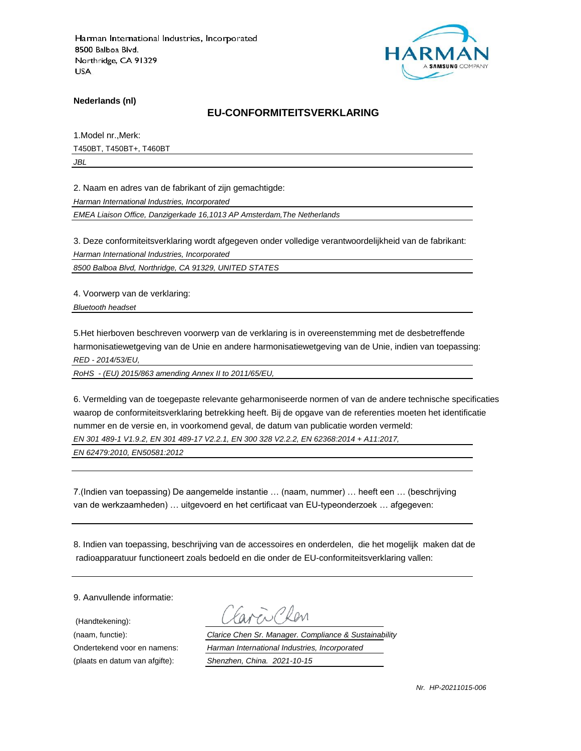Harman International Industries, Incorporated
8500 Balboa Blvd.
Northridge, CA 91329
USA

HARMAN
A SAMSUNG COMPANY

**Nederlands (nl)**

## EU-CONFORMITEITSVERKLARING

1.Model nr.,Merk:

T450BT, T450BT+, T460BT

*JBL*

2. Naam en adres van de fabrikant of zijn gemachtigde:

*Harman International Industries, Incorporated*

*EMEA Liaison Office, Danzigerkade 16,1013 AP Amsterdam,The Netherlands*

3. Deze conformiteitsverklaring wordt afgegeven onder volledige verantwoordelijkheid van de fabrikant:

*Harman International Industries, Incorporated*

*8500 Balboa Blvd, Northridge, CA 91329, UNITED STATES*

4. Voorwerp van de verklaring:

*Bluetooth headset*

5.Het hierboven beschreven voorwerp van de verklaring is in overeenstemming met de desbetreffende harmonisatiewetgeving van de Unie en andere harmonisatiewetgeving van de Unie, indien van toepassing:

*RED - 2014/53/EU,*

*RoHS - (EU) 2015/863 amending Annex II to 2011/65/EU,*

6. Vermelding van de toegepaste relevante geharmoniseerde normen of van de andere technische specificaties waarop de conformiteitsverklaring betrekking heeft. Bij de opgave van de referenties moeten het identificatie nummer en de versie en, in voorkomend geval, de datum van publicatie worden vermeld:

*EN 301 489-1 V1.9.2, EN 301 489-17 V2.2.1, EN 300 328 V2.2.2, EN 62368:2014 + A11:2017,*

*EN 62479:2010, EN50581:2012*

7.(Indien van toepassing) De aangemelde instantie … (naam, nummer) … heeft een … (beschrijving van de werkzaamheden) … uitgevoerd en het certificaat van EU-typeonderzoek … afgegeven:

8. Indien van toepassing, beschrijving van de accessoires en onderdelen, die het mogelijk maken dat de radioapparatuur functioneert zoals bedoeld en die onder de EU-conformiteitsverklaring vallen:

9. Aanvullende informatie:

| | |
|---|---|
| (Handtekening): | Clarice Chen |
| (naam, functie): | *Clarice Chen Sr. Manager. Compliance & Sustainability* |
| Ondertekend voor en namens: | *Harman International Industries, Incorporated* |
| (plaats en datum van afgifte): | *Shenzhen, China. 2021-10-15* |

*Nr. HP-20211015-006*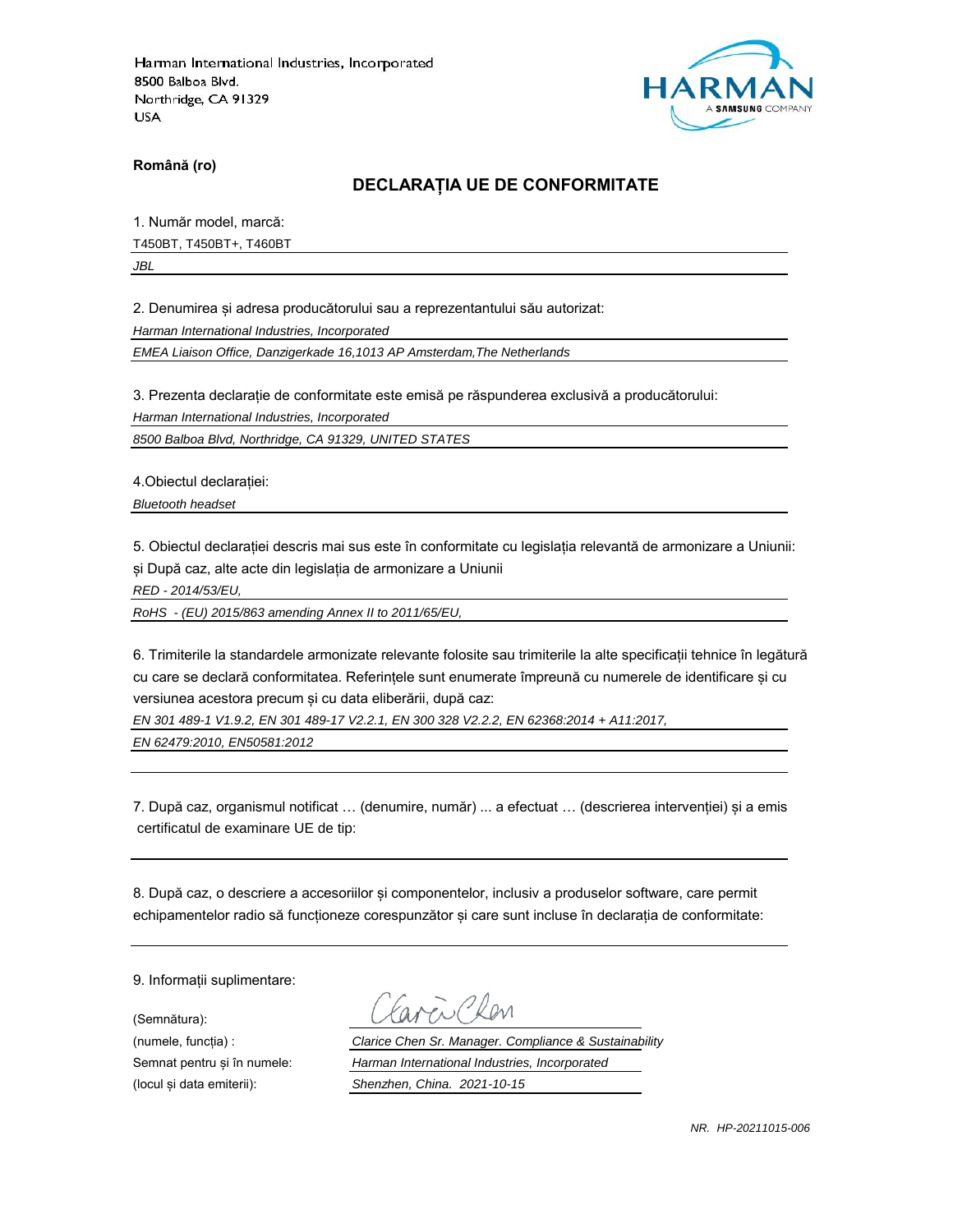Harman International Industries, Incorporated
8500 Balboa Blvd.
Northridge, CA 91329
USA

HARMAN
A SAMSUNG COMPANY

**Română (ro)**

## DECLARAȚIA UE DE CONFORMITATE

1. Număr model, marcă:

T450BT, T450BT+, T460BT

*JBL*

2. Denumirea și adresa producătorului sau a reprezentantului său autorizat:

*Harman International Industries, Incorporated*

*EMEA Liaison Office, Danzigerkade 16,1013 AP Amsterdam,The Netherlands*

3. Prezenta declarație de conformitate este emisă pe răspunderea exclusivă a producătorului:

*Harman International Industries, Incorporated*

*8500 Balboa Blvd, Northridge, CA 91329, UNITED STATES*

4.Obiectul declarației:

*Bluetooth headset*

5. Obiectul declarației descris mai sus este în conformitate cu legislația relevantă de armonizare a Uniunii: și După caz, alte acte din legislația de armonizare a Uniunii

*RED - 2014/53/EU,*

*RoHS - (EU) 2015/863 amending Annex II to 2011/65/EU,*

6. Trimiterile la standardele armonizate relevante folosite sau trimiterile la alte specificații tehnice în legătură cu care se declară conformitatea. Referințele sunt enumerate împreună cu numerele de identificare și cu versiunea acestora precum și cu data eliberării, după caz:

*EN 301 489-1 V1.9.2, EN 301 489-17 V2.2.1, EN 300 328 V2.2.2, EN 62368:2014 + A11:2017,*

*EN 62479:2010, EN50581:2012*

7. După caz, organismul notificat … (denumire, număr) ... a efectuat … (descrierea intervenției) și a emis certificatul de examinare UE de tip:

8. După caz, o descriere a accesoriilor și componentelor, inclusiv a produselor software, care permit echipamentelor radio să funcționeze corespunzător și care sunt incluse în declarația de conformitate:

9. Informații suplimentare:

(Semnătura): Clarice Chen

(numele, funcția) : *Clarice Chen Sr. Manager. Compliance & Sustainability*

Semnat pentru și în numele: *Harman International Industries, Incorporated*

(locul și data emiterii): *Shenzhen, China. 2021-10-15*

*NR. HP-20211015-006*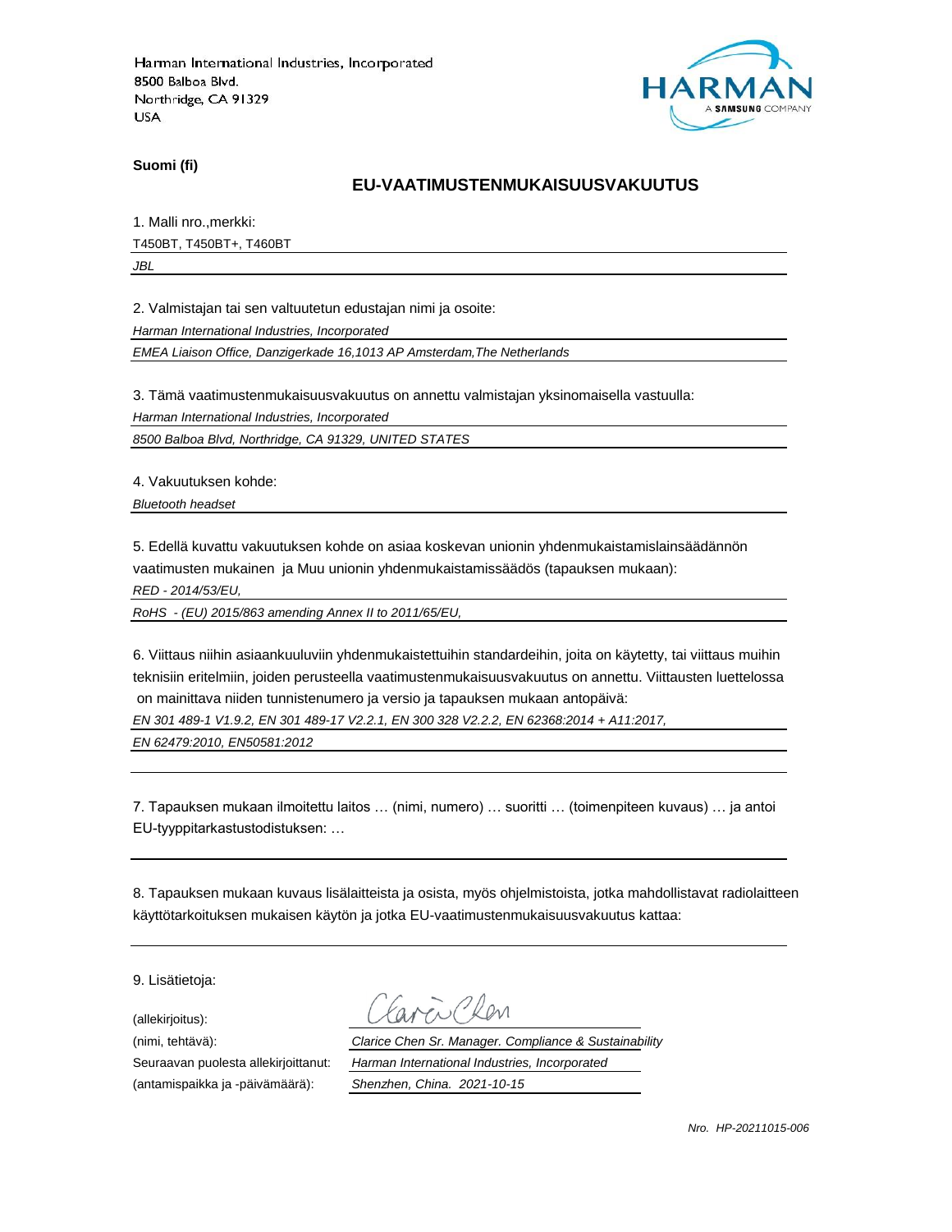Harman International Industries, Incorporated
8500 Balboa Blvd.
Northridge, CA 91329
USA

**Suomi (fi)**

## EU-VAATIMUSTENMUKAISUUSVAKUUTUS

1. Malli nro.,merkki:

T450BT, T450BT+, T460BT

*JBL*

2. Valmistajan tai sen valtuutetun edustajan nimi ja osoite:

*Harman International Industries, Incorporated*

*EMEA Liaison Office, Danzigerkade 16,1013 AP Amsterdam,The Netherlands*

3. Tämä vaatimustenmukaisuusvakuutus on annettu valmistajan yksinomaisella vastuulla:

*Harman International Industries, Incorporated*

*8500 Balboa Blvd, Northridge, CA 91329, UNITED STATES*

4. Vakuutuksen kohde:

*Bluetooth headset*

5. Edellä kuvattu vakuutuksen kohde on asiaa koskevan unionin yhdenmukaistamislainsäädännön vaatimusten mukainen ja Muu unionin yhdenmukaistamissäädös (tapauksen mukaan):

*RED - 2014/53/EU,*

*RoHS - (EU) 2015/863 amending Annex II to 2011/65/EU,*

6. Viittaus niihin asiaankuuluviin yhdenmukaistettuihin standardeihin, joita on käytetty, tai viittaus muihin teknisiin eritelmiin, joiden perusteella vaatimustenmukaisuusvakuutus on annettu. Viittausten luettelossa on mainittava niiden tunnistenumero ja versio ja tapauksen mukaan antopäivä:

*EN 301 489-1 V1.9.2, EN 301 489-17 V2.2.1, EN 300 328 V2.2.2, EN 62368:2014 + A11:2017,*

*EN 62479:2010, EN50581:2012*

7. Tapauksen mukaan ilmoitettu laitos … (nimi, numero) … suoritti … (toimenpiteen kuvaus) … ja antoi EU-tyyppitarkastustodistuksen: …

8. Tapauksen mukaan kuvaus lisälaitteista ja osista, myös ohjelmistoista, jotka mahdollistavat radiolaitteen käyttötarkoituksen mukaisen käytön ja jotka EU-vaatimustenmukaisuusvakuutus kattaa:

9. Lisätietoja:

(allekirjoitus): Clarice Chen

(nimi, tehtävä): *Clarice Chen Sr. Manager. Compliance & Sustainability*

Seuraavan puolesta allekirjoittanut: *Harman International Industries, Incorporated*

(antamispaikka ja -päivämäärä): *Shenzhen, China. 2021-10-15*

*Nro. HP-20211015-006*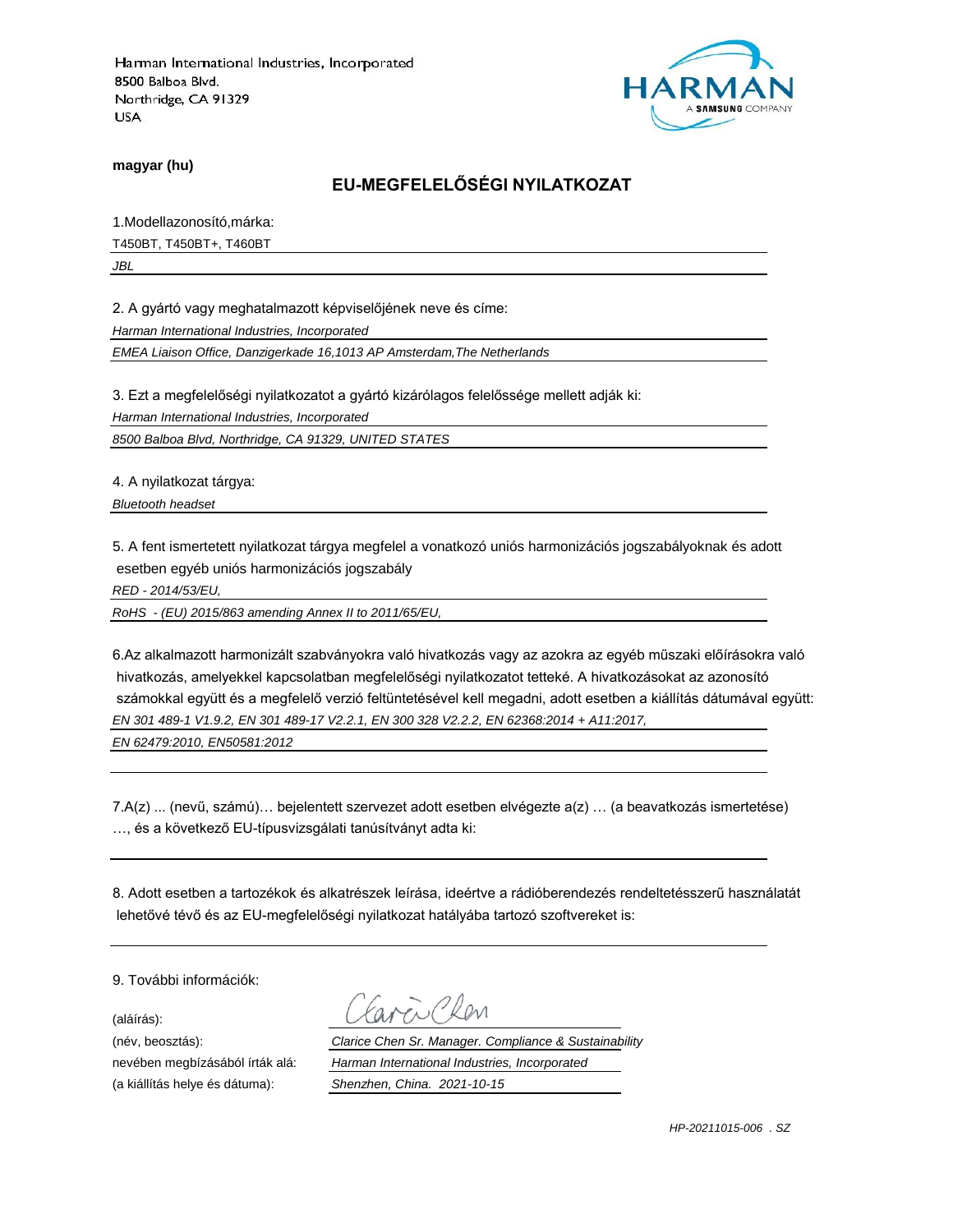Harman International Industries, Incorporated
8500 Balboa Blvd.
Northridge, CA 91329
USA

**magyar (hu)**

## EU-MEGFELELŐSÉGI NYILATKOZAT

1.Modellazonosító,márka:

T450BT, T450BT+, T460BT

*JBL*

2. A gyártó vagy meghatalmazott képviselőjének neve és címe:

*Harman International Industries, Incorporated*

*EMEA Liaison Office, Danzigerkade 16,1013 AP Amsterdam,The Netherlands*

3. Ezt a megfelelőségi nyilatkozatot a gyártó kizárólagos felelőssége mellett adják ki:

*Harman International Industries, Incorporated*

*8500 Balboa Blvd, Northridge, CA 91329, UNITED STATES*

4. A nyilatkozat tárgya:

*Bluetooth headset*

5. A fent ismertetett nyilatkozat tárgya megfelel a vonatkozó uniós harmonizációs jogszabályoknak és adott esetben egyéb uniós harmonizációs jogszabály

*RED - 2014/53/EU,*

*RoHS - (EU) 2015/863 amending Annex II to 2011/65/EU,*

6.Az alkalmazott harmonizált szabványokra való hivatkozás vagy az azokra az egyéb műszaki előírásokra való hivatkozás, amelyekkel kapcsolatban megfelelőségi nyilatkozatot tetteké. A hivatkozásokat az azonosító számokkal együtt és a megfelelő verzió feltüntetésével kell megadni, adott esetben a kiállítás dátumával együtt:

*EN 301 489-1 V1.9.2, EN 301 489-17 V2.2.1, EN 300 328 V2.2.2, EN 62368:2014 + A11:2017,*

*EN 62479:2010, EN50581:2012*

7.A(z) ... (nevű, számú)… bejelentett szervezet adott esetben elvégezte a(z) … (a beavatkozás ismertetése) …, és a következő EU-típusvizsgálati tanúsítványt adta ki:

8. Adott esetben a tartozékok és alkatrészek leírása, ideértve a rádióberendezés rendeltetésszerű használatát lehetővé tévő és az EU-megfelelőségi nyilatkozat hatályába tartozó szoftvereket is:

9. További információk:

(aláírás): Clarice Chen

(név, beosztás): *Clarice Chen Sr. Manager. Compliance & Sustainability*

nevében megbízásából írták alá: *Harman International Industries, Incorporated*

(a kiállítás helye és dátuma): *Shenzhen, China. 2021-10-15*

*HP-20211015-006 . SZ*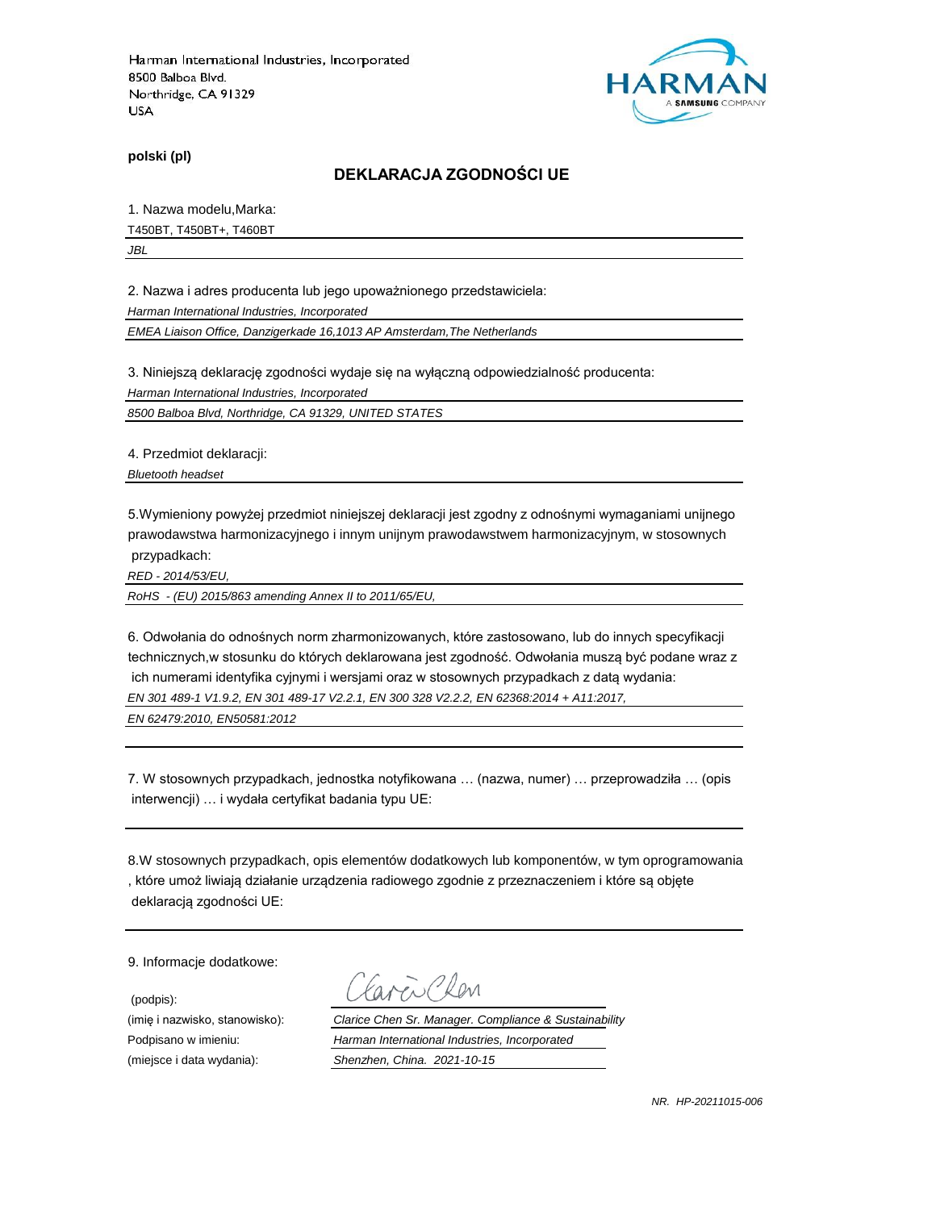Harman International Industries, Incorporated
8500 Balboa Blvd.
Northridge, CA 91329
USA

**polski (pl)**

## DEKLARACJA ZGODNOŚCI UE

1. Nazwa modelu,Marka:

T450BT, T450BT+, T460BT

*JBL*

2. Nazwa i adres producenta lub jego upoważnionego przedstawiciela:

*Harman International Industries, Incorporated*

*EMEA Liaison Office, Danzigerkade 16,1013 AP Amsterdam,The Netherlands*

3. Niniejszą deklarację zgodności wydaje się na wyłączną odpowiedzialność producenta:

*Harman International Industries, Incorporated*

*8500 Balboa Blvd, Northridge, CA 91329, UNITED STATES*

4. Przedmiot deklaracji:

*Bluetooth headset*

5.Wymieniony powyżej przedmiot niniejszej deklaracji jest zgodny z odnośnymi wymaganiami unijnego prawodawstwa harmonizacyjnego i innym unijnym prawodawstwem harmonizacyjnym, w stosownych przypadkach:

*RED - 2014/53/EU,*

*RoHS - (EU) 2015/863 amending Annex II to 2011/65/EU,*

6. Odwołania do odnośnych norm zharmonizowanych, które zastosowano, lub do innych specyfikacji technicznych,w stosunku do których deklarowana jest zgodność. Odwołania muszą być podane wraz z ich numerami identyfika cyjnymi i wersjami oraz w stosownych przypadkach z datą wydania:

*EN 301 489-1 V1.9.2, EN 301 489-17 V2.2.1, EN 300 328 V2.2.2, EN 62368:2014 + A11:2017,*

*EN 62479:2010, EN50581:2012*

7. W stosownych przypadkach, jednostka notyfikowana … (nazwa, numer) … przeprowadziła … (opis interwencji) … i wydała certyfikat badania typu UE:

8.W stosownych przypadkach, opis elementów dodatkowych lub komponentów, w tym oprogramowania , które umoż liwiają działanie urządzenia radiowego zgodnie z przeznaczeniem i które są objęte deklaracją zgodności UE:

9. Informacje dodatkowe:

(podpis):

(imię i nazwisko, stanowisko): *Clarice Chen Sr. Manager. Compliance & Sustainability*

Podpisano w imieniu: *Harman International Industries, Incorporated*

(miejsce i data wydania): *Shenzhen, China. 2021-10-15*

*NR. HP-20211015-006*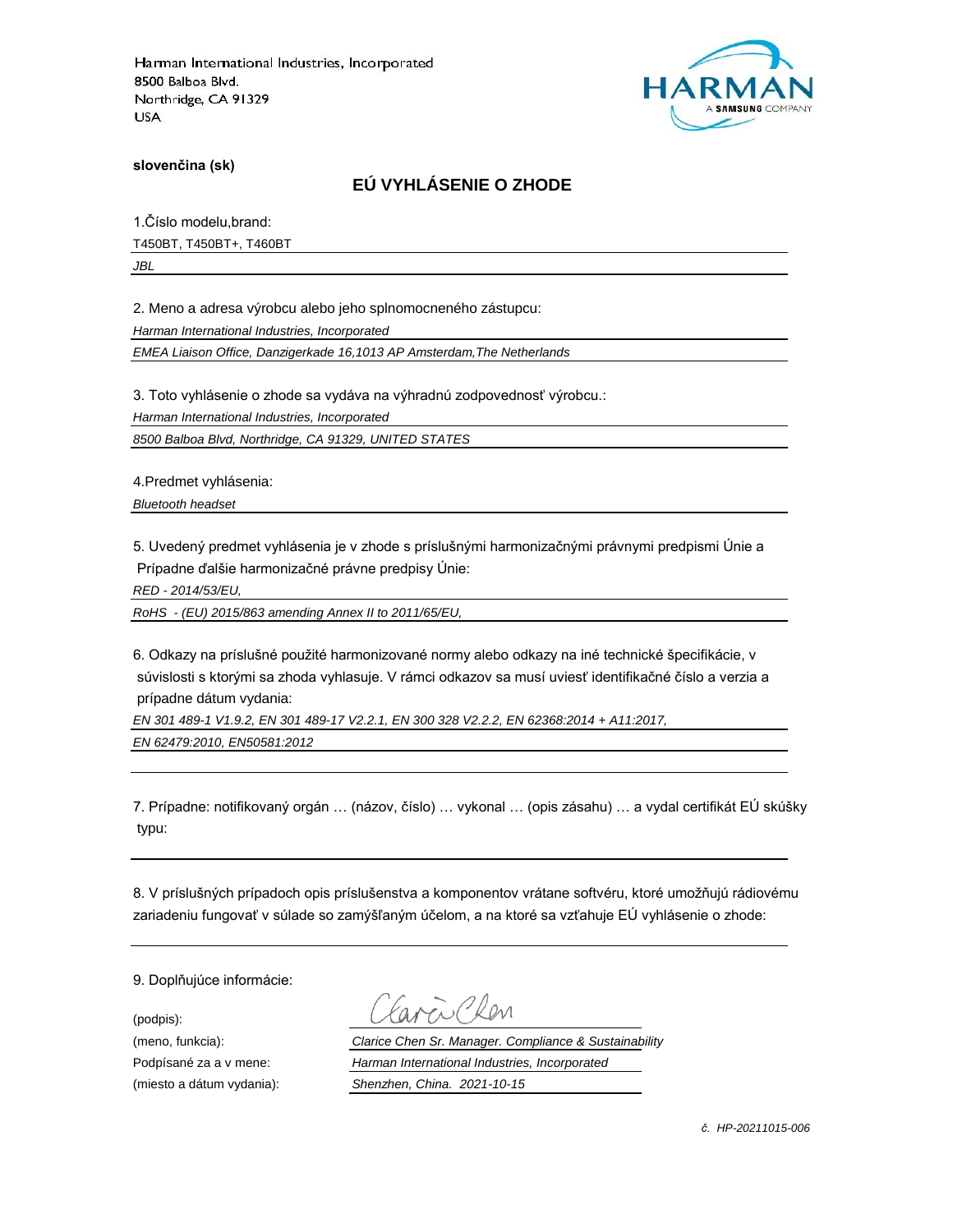Harman International Industries, Incorporated
8500 Balboa Blvd.
Northridge, CA 91329
USA

**slovenčina (sk)**

## EÚ VYHLÁSENIE O ZHODE

1.Číslo modelu,brand:

T450BT, T450BT+, T460BT

*JBL*

2. Meno a adresa výrobcu alebo jeho splnomocneného zástupcu:

*Harman International Industries, Incorporated*

*EMEA Liaison Office, Danzigerkade 16,1013 AP Amsterdam,The Netherlands*

3. Toto vyhlásenie o zhode sa vydáva na výhradnú zodpovednosť výrobcu.:

*Harman International Industries, Incorporated*

*8500 Balboa Blvd, Northridge, CA 91329, UNITED STATES*

4.Predmet vyhlásenia:

*Bluetooth headset*

5. Uvedený predmet vyhlásenia je v zhode s príslušnými harmonizačnými právnymi predpismi Únie a Prípadne ďalšie harmonizačné právne predpisy Únie:

*RED - 2014/53/EU,*

*RoHS - (EU) 2015/863 amending Annex II to 2011/65/EU,*

6. Odkazy na príslušné použité harmonizované normy alebo odkazy na iné technické špecifikácie, v súvislosti s ktorými sa zhoda vyhlasuje. V rámci odkazov sa musí uviesť identifikačné číslo a verzia a prípadne dátum vydania:

*EN 301 489-1 V1.9.2, EN 301 489-17 V2.2.1, EN 300 328 V2.2.2, EN 62368:2014 + A11:2017,*

*EN 62479:2010, EN50581:2012*

7. Prípadne: notifikovaný orgán … (názov, číslo) … vykonal … (opis zásahu) … a vydal certifikát EÚ skúšky typu:

8. V príslušných prípadoch opis príslušenstva a komponentov vrátane softvéru, ktoré umožňujú rádiovému zariadeniu fungovať v súlade so zamýšľaným účelom, a na ktoré sa vzťahuje EÚ vyhlásenie o zhode:

9. Doplňujúce informácie:

(podpis): Clarice Chen

(meno, funkcia): *Clarice Chen Sr. Manager. Compliance & Sustainability*

Podpísané za a v mene: *Harman International Industries, Incorporated*

(miesto a dátum vydania): *Shenzhen, China. 2021-10-15*

*č. HP-20211015-006*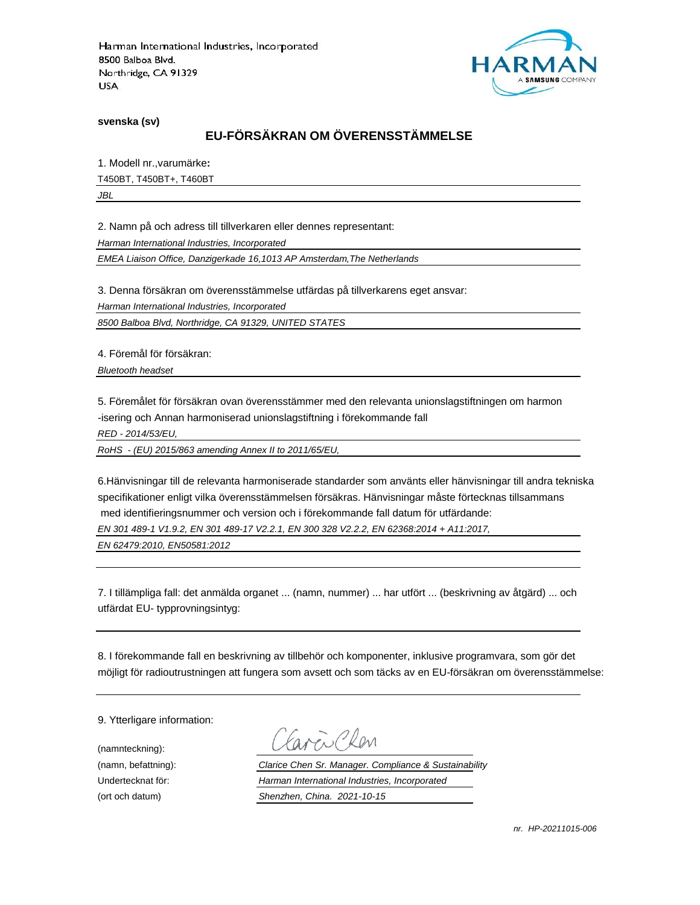Harman International Industries, Incorporated
8500 Balboa Blvd.
Northridge, CA 91329
USA

HARMAN
A SAMSUNG COMPANY

**svenska (sv)**

## EU-FÖRSÄKRAN OM ÖVERENSSTÄMMELSE

1. Modell nr.,varumärke**:**

T450BT, T450BT+, T460BT

*JBL*

2. Namn på och adress till tillverkaren eller dennes representant:

*Harman International Industries, Incorporated*

*EMEA Liaison Office, Danzigerkade 16,1013 AP Amsterdam,The Netherlands*

3. Denna försäkran om överensstämmelse utfärdas på tillverkarens eget ansvar:

*Harman International Industries, Incorporated*

*8500 Balboa Blvd, Northridge, CA 91329, UNITED STATES*

4. Föremål för försäkran:

*Bluetooth headset*

5. Föremålet för försäkran ovan överensstämmer med den relevanta unionslagstiftningen om harmon
-isering och Annan harmoniserad unionslagstiftning i förekommande fall

*RED - 2014/53/EU,*

*RoHS - (EU) 2015/863 amending Annex II to 2011/65/EU,*

6.Hänvisningar till de relevanta harmoniserade standarder som använts eller hänvisningar till andra tekniska specifikationer enligt vilka överensstämmelsen försäkras. Hänvisningar måste förtecknas tillsammans med identifieringsnummer och version och i förekommande fall datum för utfärdande:

*EN 301 489-1 V1.9.2, EN 301 489-17 V2.2.1, EN 300 328 V2.2.2, EN 62368:2014 + A11:2017,*

*EN 62479:2010, EN50581:2012*

7. I tillämpliga fall: det anmälda organet ... (namn, nummer) ... har utfört ... (beskrivning av åtgärd) ... och utfärdat EU- typprovningsintyg:

8. I förekommande fall en beskrivning av tillbehör och komponenter, inklusive programvara, som gör det möjligt för radioutrustningen att fungera som avsett och som täcks av en EU-försäkran om överensstämmelse:

9. Ytterligare information:

(namnteckning): Clarice Chen

(namn, befattning): *Clarice Chen Sr. Manager. Compliance & Sustainability*

Undertecknat för: *Harman International Industries, Incorporated*

(ort och datum) *Shenzhen, China. 2021-10-15*

*nr. HP-20211015-006*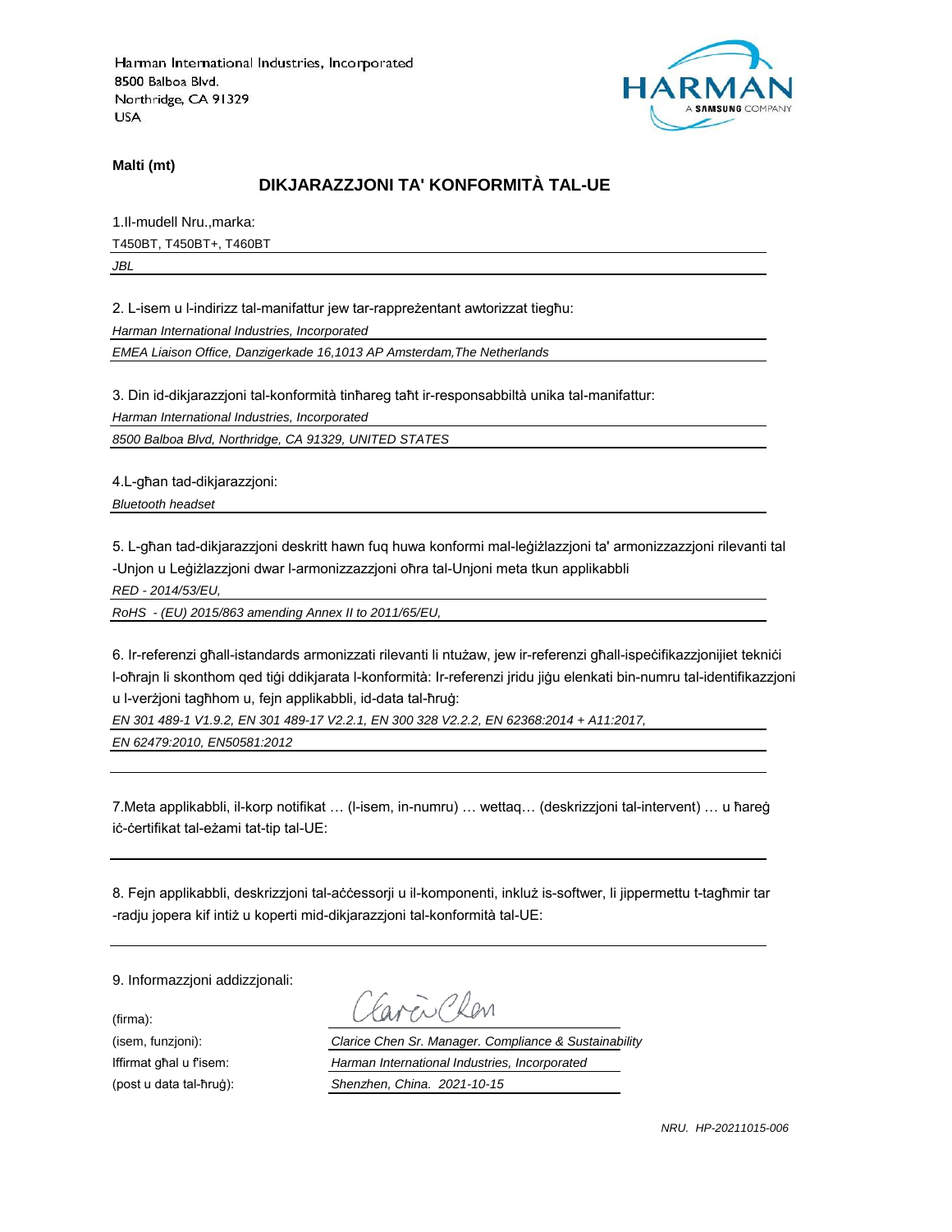Harman International Industries, Incorporated
8500 Balboa Blvd.
Northridge, CA 91329
USA

HARMAN
A SAMSUNG COMPANY

**Malti (mt)**

## DIKJARAZZJONI TA' KONFORMITÀ TAL-UE

1.Il-mudell Nru.,marka:

T450BT, T450BT+, T460BT

*JBL*

2. L-isem u l-indirizz tal-manifattur jew tar-rappreżentant awtorizzat tiegħu:

*Harman International Industries, Incorporated*

*EMEA Liaison Office, Danzigerkade 16,1013 AP Amsterdam,The Netherlands*

3. Din id-dikjarazzjoni tal-konformità tinħareg taħt ir-responsabbiltà unika tal-manifattur:

*Harman International Industries, Incorporated*

*8500 Balboa Blvd, Northridge, CA 91329, UNITED STATES*

4.L-għan tad-dikjarazzjoni:

*Bluetooth headset*

5. L-għan tad-dikjarazzjoni deskritt hawn fuq huwa konformi mal-leġiżlazzjoni ta' armonizzazzjoni rilevanti tal -Unjon u Leġiżlazzjoni dwar l-armonizzazzjoni oħra tal-Unjoni meta tkun applikabbli

*RED - 2014/53/EU,*

*RoHS - (EU) 2015/863 amending Annex II to 2011/65/EU,*

6. Ir-referenzi għall-istandards armonizzati rilevanti li ntużaw, jew ir-referenzi għall-ispeċifikazzjonijiet tekniċi l-oħrajn li skonthom qed tiġi ddikjarata l-konformità: Ir-referenzi jridu jiġu elenkati bin-numru tal-identifikazzjoni u l-verżjoni tagħhom u, fejn applikabbli, id-data tal-ħruġ:

*EN 301 489-1 V1.9.2, EN 301 489-17 V2.2.1, EN 300 328 V2.2.2, EN 62368:2014 + A11:2017,*

*EN 62479:2010, EN50581:2012*

7.Meta applikabbli, il-korp notifikat … (l-isem, in-numru) … wettaq… (deskrizzjoni tal-intervent) … u ħareġ iċ-ċertifikat tal-eżami tat-tip tal-UE:

8. Fejn applikabbli, deskrizzjoni tal-aċċessorji u il-komponenti, inkluż is-softwer, li jippermettu t-tagħmir tar -radju jopera kif intiż u koperti mid-dikjarazzjoni tal-konformità tal-UE:

9. Informazzjoni addizzjonali:

(firma):

(isem, funzjoni): *Clarice Chen Sr. Manager. Compliance & Sustainability*

Iffirmat għal u f'isem: *Harman International Industries, Incorporated*

(post u data tal-ħruġ): *Shenzhen, China. 2021-10-15*

*NRU. HP-20211015-006*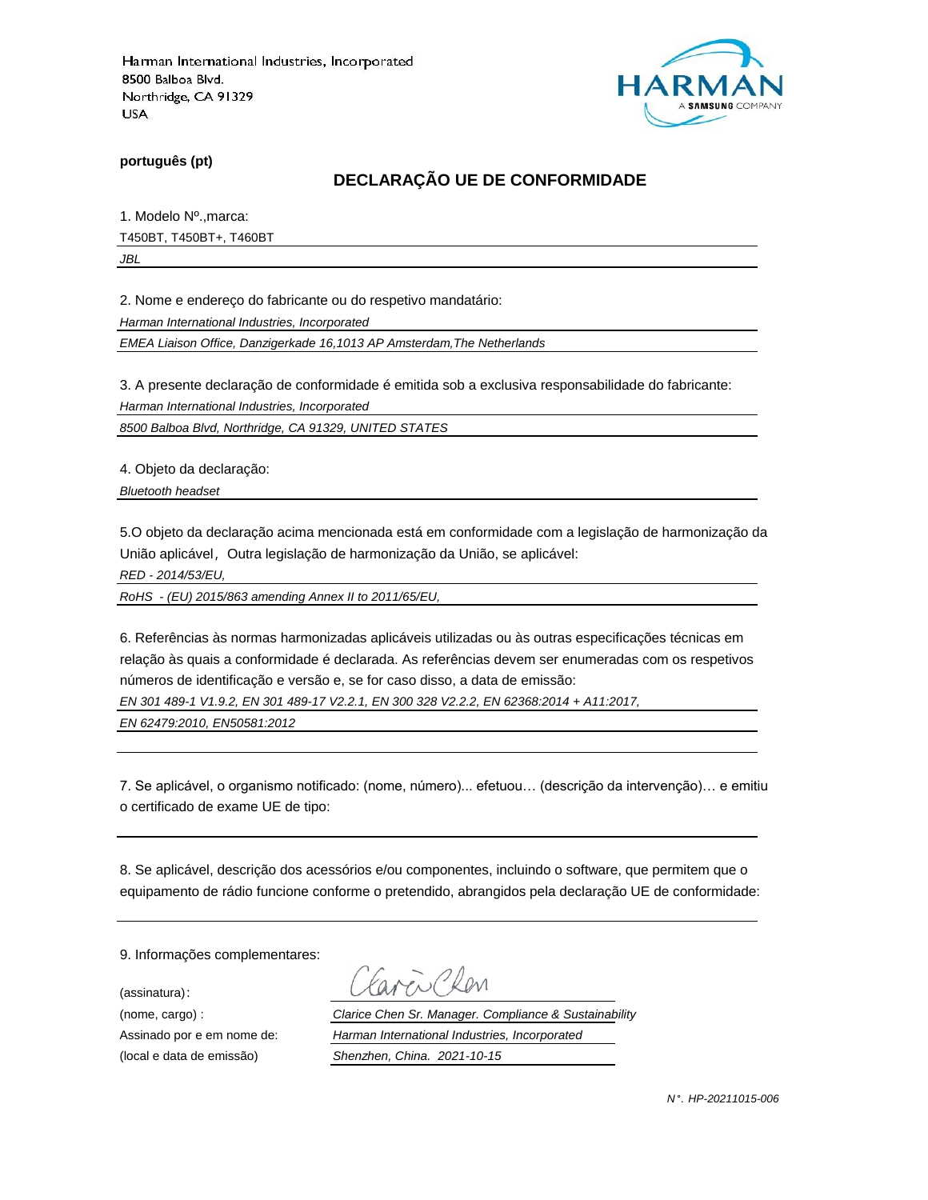Harman International Industries, Incorporated
8500 Balboa Blvd.
Northridge, CA 91329
USA

HARMAN
A SAMSUNG COMPANY

**português (pt)**

## DECLARAÇÃO UE DE CONFORMIDADE

1. Modelo Nº.,marca:

T450BT, T450BT+, T460BT

*JBL*

2. Nome e endereço do fabricante ou do respetivo mandatário:

*Harman International Industries, Incorporated*

*EMEA Liaison Office, Danzigerkade 16,1013 AP Amsterdam,The Netherlands*

3. A presente declaração de conformidade é emitida sob a exclusiva responsabilidade do fabricante:

*Harman International Industries, Incorporated*

*8500 Balboa Blvd, Northridge, CA 91329, UNITED STATES*

4. Objeto da declaração:

*Bluetooth headset*

5.O objeto da declaração acima mencionada está em conformidade com a legislação de harmonização da União aplicável，Outra legislação de harmonização da União, se aplicável:

*RED - 2014/53/EU,*

*RoHS - (EU) 2015/863 amending Annex II to 2011/65/EU,*

6. Referências às normas harmonizadas aplicáveis utilizadas ou às outras especificações técnicas em relação às quais a conformidade é declarada. As referências devem ser enumeradas com os respetivos números de identificação e versão e, se for caso disso, a data de emissão:

*EN 301 489-1 V1.9.2, EN 301 489-17 V2.2.1, EN 300 328 V2.2.2, EN 62368:2014 + A11:2017,*

*EN 62479:2010, EN50581:2012*

7. Se aplicável, o organismo notificado: (nome, número)... efetuou… (descrição da intervenção)… e emitiu o certificado de exame UE de tipo:

8. Se aplicável, descrição dos acessórios e/ou componentes, incluindo o software, que permitem que o equipamento de rádio funcione conforme o pretendido, abrangidos pela declaração UE de conformidade:

9. Informações complementares:

(assinatura): Clarice Chen

(nome, cargo) : *Clarice Chen Sr. Manager. Compliance & Sustainability*

Assinado por e em nome de: *Harman International Industries, Incorporated*

(local e data de emissão) *Shenzhen, China. 2021-10-15*

*N°. HP-20211015-006*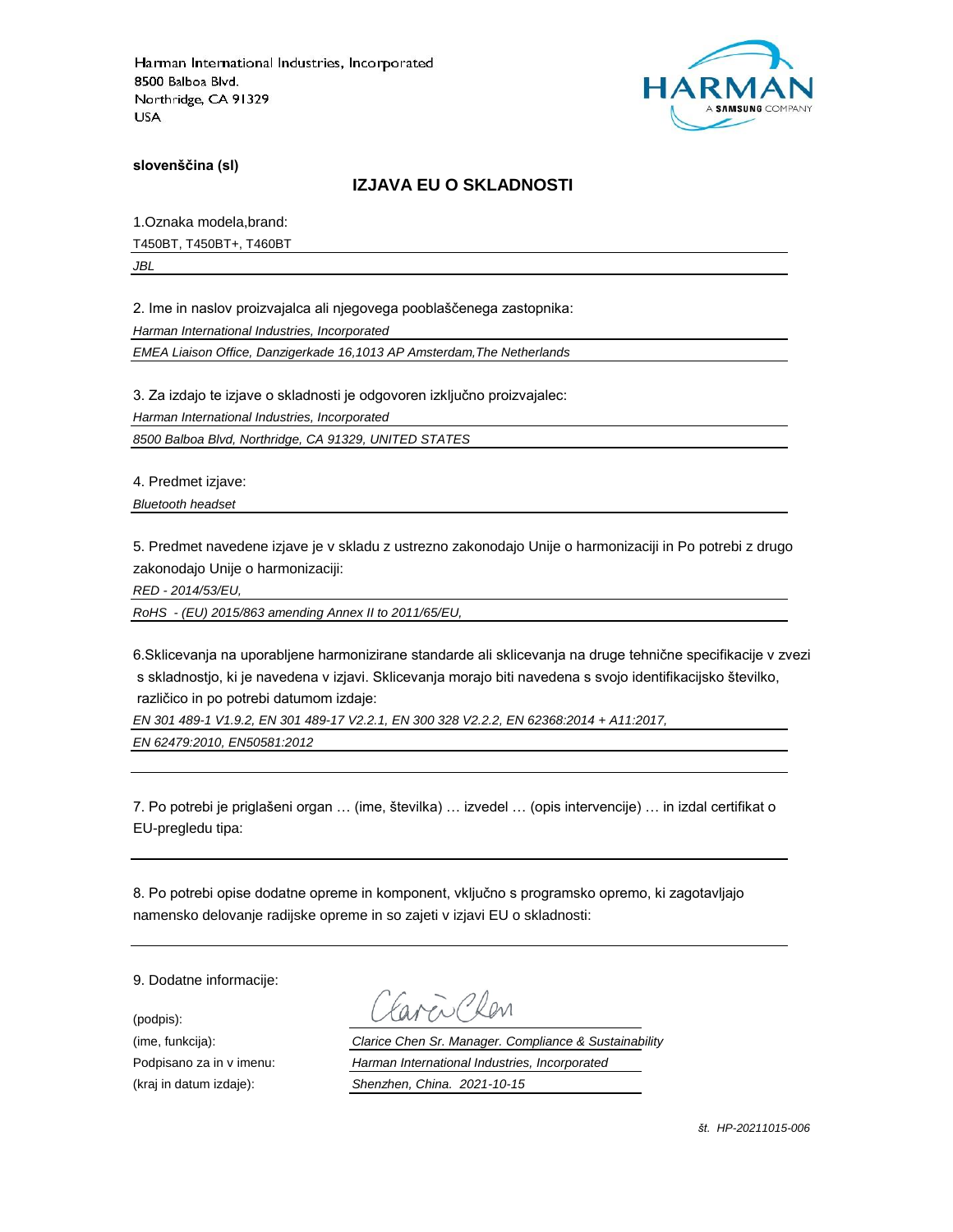Harman International Industries, Incorporated
8500 Balboa Blvd.
Northridge, CA 91329
USA

**slovenščina (sl)**

## IZJAVA EU O SKLADNOSTI

1.Oznaka modela,brand:

T450BT, T450BT+, T460BT

*JBL*

2. Ime in naslov proizvajalca ali njegovega pooblaščenega zastopnika:

*Harman International Industries, Incorporated*

*EMEA Liaison Office, Danzigerkade 16,1013 AP Amsterdam,The Netherlands*

3. Za izdajo te izjave o skladnosti je odgovoren izključno proizvajalec:

*Harman International Industries, Incorporated*

*8500 Balboa Blvd, Northridge, CA 91329, UNITED STATES*

4. Predmet izjave:

*Bluetooth headset*

5. Predmet navedene izjave je v skladu z ustrezno zakonodajo Unije o harmonizaciji in Po potrebi z drugo zakonodajo Unije o harmonizaciji:

*RED - 2014/53/EU,*

*RoHS - (EU) 2015/863 amending Annex II to 2011/65/EU,*

6.Sklicevanja na uporabljene harmonizirane standarde ali sklicevanja na druge tehnične specifikacije v zvezi s skladnostjo, ki je navedena v izjavi. Sklicevanja morajo biti navedena s svojo identifikacijsko številko, različico in po potrebi datumom izdaje:

*EN 301 489-1 V1.9.2, EN 301 489-17 V2.2.1, EN 300 328 V2.2.2, EN 62368:2014 + A11:2017,*

*EN 62479:2010, EN50581:2012*

7. Po potrebi je priglašeni organ … (ime, številka) … izvedel … (opis intervencije) … in izdal certifikat o EU-pregledu tipa:

8. Po potrebi opise dodatne opreme in komponent, vključno s programsko opremo, ki zagotavljajo namensko delovanje radijske opreme in so zajeti v izjavi EU o skladnosti:

9. Dodatne informacije:

(podpis): Clarice Chen

(ime, funkcija): *Clarice Chen Sr. Manager. Compliance & Sustainability*

Podpisano za in v imenu: *Harman International Industries, Incorporated*

(kraj in datum izdaje): *Shenzhen, China. 2021-10-15*

*št. HP-20211015-006*